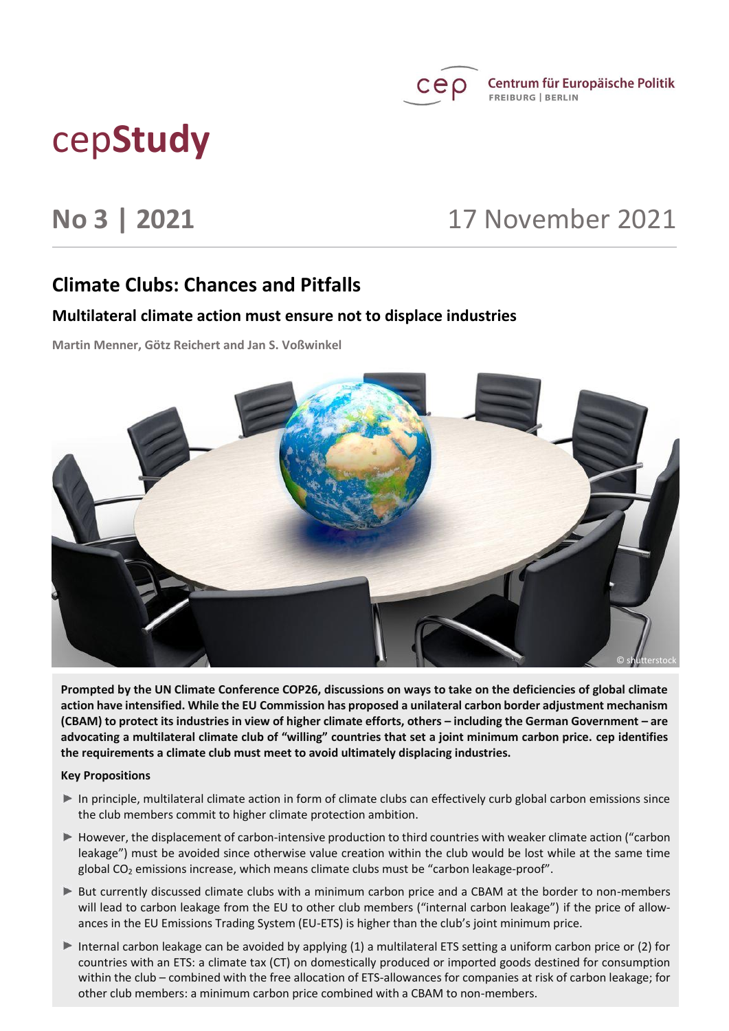Centrum für Europäische Politik
FREIBURG | BERLIN

# cepStudy

## No 3 | 2021

17 November 2021

## Climate Clubs: Chances and Pitfalls

### Multilateral climate action must ensure not to displace industries

**Martin Menner, Götz Reichert and Jan S. Voßwinkel**

© shutterstock

**Prompted by the UN Climate Conference COP26, discussions on ways to take on the deficiencies of global climate action have intensified. While the EU Commission has proposed a unilateral carbon border adjustment mechanism (CBAM) to protect its industries in view of higher climate efforts, others – including the German Government – are advocating a multilateral climate club of "willing" countries that set a joint minimum carbon price. cep identifies the requirements a climate club must meet to avoid ultimately displacing industries.**

**Key Propositions**

- In principle, multilateral climate action in form of climate clubs can effectively curb global carbon emissions since the club members commit to higher climate protection ambition.
- However, the displacement of carbon-intensive production to third countries with weaker climate action ("carbon leakage") must be avoided since otherwise value creation within the club would be lost while at the same time global $CO_2$ emissions increase, which means climate clubs must be "carbon leakage-proof".
- But currently discussed climate clubs with a minimum carbon price and a CBAM at the border to non-members will lead to carbon leakage from the EU to other club members ("internal carbon leakage") if the price of allowances in the EU Emissions Trading System (EU-ETS) is higher than the club's joint minimum price.
- Internal carbon leakage can be avoided by applying (1) a multilateral ETS setting a uniform carbon price or (2) for countries with an ETS: a climate tax (CT) on domestically produced or imported goods destined for consumption within the club – combined with the free allocation of ETS-allowances for companies at risk of carbon leakage; for other club members: a minimum carbon price combined with a CBAM to non-members.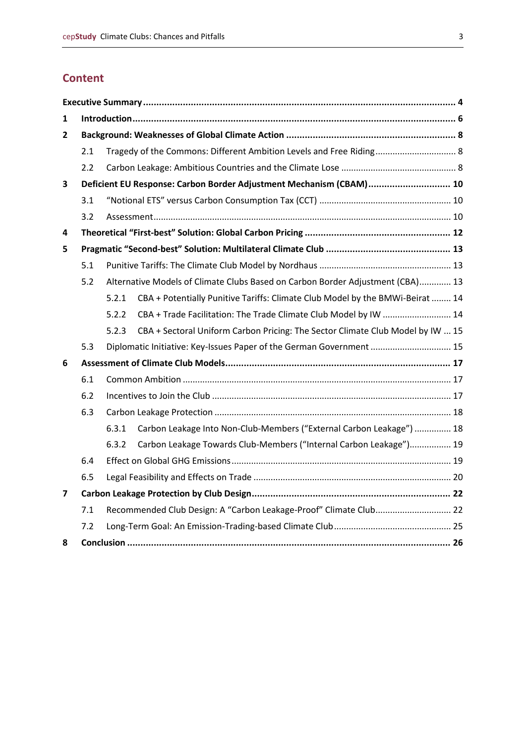## Content

**Executive Summary** ..................................................................................................................... **4**

**1 Introduction** ........................................................................................................................... **6**

**2 Background: Weaknesses of Global Climate Action** ................................................................ **8**

- 2.1 Tragedy of the Commons: Different Ambition Levels and Free Riding ................................ 8
- 2.2 Carbon Leakage: Ambitious Countries and the Climate Lose .............................................. 8

**3 Deficient EU Response: Carbon Border Adjustment Mechanism (CBAM)** .............................. **10**

- 3.1 "Notional ETS" versus Carbon Consumption Tax (CCT) ..................................................... 10
- 3.2 Assessment ........................................................................................................................ 10

**4 Theoretical "First-best" Solution: Global Carbon Pricing** ...................................................... **12**

**5 Pragmatic "Second-best" Solution: Multilateral Climate Club** .............................................. **13**

- 5.1 Punitive Tariffs: The Climate Club Model by Nordhaus ..................................................... 13
- 5.2 Alternative Models of Climate Clubs Based on Carbon Border Adjustment (CBA) ............ 13
  - 5.2.1 CBA + Potentially Punitive Tariffs: Climate Club Model by the BMWi-Beirat ........ 14
  - 5.2.2 CBA + Trade Facilitation: The Trade Climate Club Model by IW ........................... 14
  - 5.2.3 CBA + Sectoral Uniform Carbon Pricing: The Sector Climate Club Model by IW ... 15
- 5.3 Diplomatic Initiative: Key-Issues Paper of the German Government ................................ 15

**6 Assessment of Climate Club Models** ..................................................................................... **17**

- 6.1 Common Ambition ............................................................................................................. 17
- 6.2 Incentives to Join the Club ................................................................................................ 17
- 6.3 Carbon Leakage Protection ............................................................................................... 18
  - 6.3.1 Carbon Leakage Into Non-Club-Members ("External Carbon Leakage") ............... 18
  - 6.3.2 Carbon Leakage Towards Club-Members ("Internal Carbon Leakage") ................. 19
- 6.4 Effect on Global GHG Emissions ........................................................................................ 19
- 6.5 Legal Feasibility and Effects on Trade ................................................................................ 20

**7 Carbon Leakage Protection by Club Design** .......................................................................... **22**

- 7.1 Recommended Club Design: A "Carbon Leakage-Proof" Climate Club .............................. 22
- 7.2 Long-Term Goal: An Emission-Trading-based Climate Club ............................................... 25

**8 Conclusion** ........................................................................................................................... **26**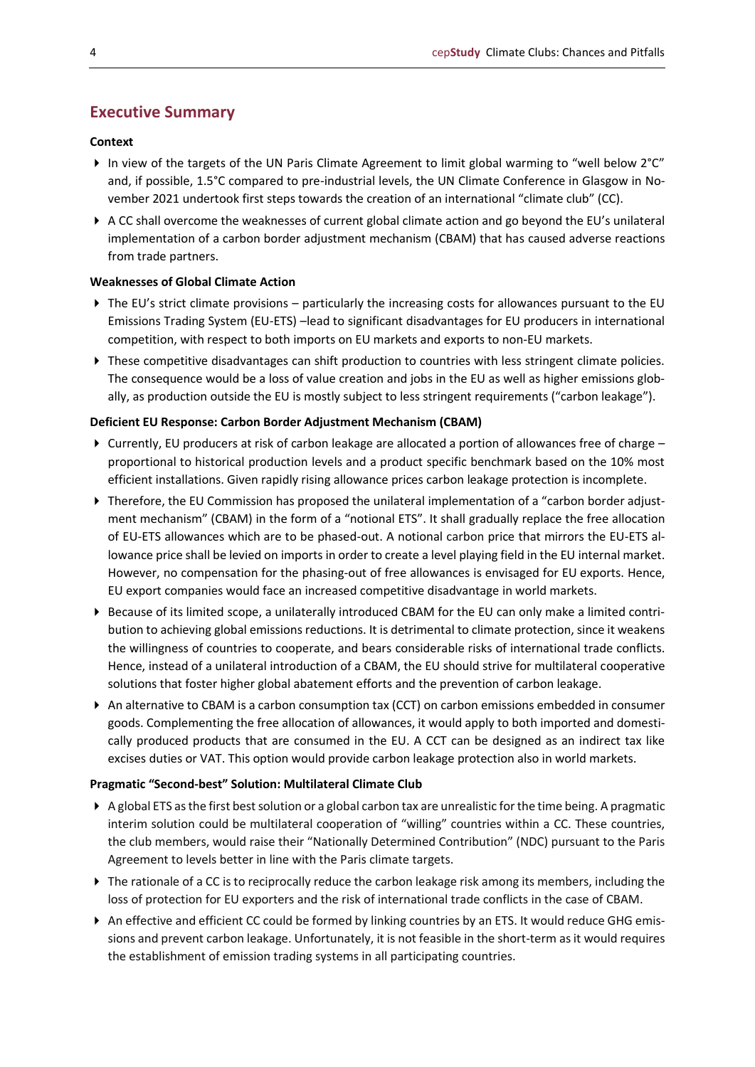## Executive Summary

### Context

- In view of the targets of the UN Paris Climate Agreement to limit global warming to "well below 2°C" and, if possible, 1.5°C compared to pre-industrial levels, the UN Climate Conference in Glasgow in November 2021 undertook first steps towards the creation of an international "climate club" (CC).
- A CC shall overcome the weaknesses of current global climate action and go beyond the EU's unilateral implementation of a carbon border adjustment mechanism (CBAM) that has caused adverse reactions from trade partners.

### Weaknesses of Global Climate Action

- The EU's strict climate provisions – particularly the increasing costs for allowances pursuant to the EU Emissions Trading System (EU-ETS) –lead to significant disadvantages for EU producers in international competition, with respect to both imports on EU markets and exports to non-EU markets.
- These competitive disadvantages can shift production to countries with less stringent climate policies. The consequence would be a loss of value creation and jobs in the EU as well as higher emissions globally, as production outside the EU is mostly subject to less stringent requirements ("carbon leakage").

### Deficient EU Response: Carbon Border Adjustment Mechanism (CBAM)

- Currently, EU producers at risk of carbon leakage are allocated a portion of allowances free of charge – proportional to historical production levels and a product specific benchmark based on the 10% most efficient installations. Given rapidly rising allowance prices carbon leakage protection is incomplete.
- Therefore, the EU Commission has proposed the unilateral implementation of a "carbon border adjustment mechanism" (CBAM) in the form of a "notional ETS". It shall gradually replace the free allocation of EU-ETS allowances which are to be phased-out. A notional carbon price that mirrors the EU-ETS allowance price shall be levied on imports in order to create a level playing field in the EU internal market. However, no compensation for the phasing-out of free allowances is envisaged for EU exports. Hence, EU export companies would face an increased competitive disadvantage in world markets.
- Because of its limited scope, a unilaterally introduced CBAM for the EU can only make a limited contribution to achieving global emissions reductions. It is detrimental to climate protection, since it weakens the willingness of countries to cooperate, and bears considerable risks of international trade conflicts. Hence, instead of a unilateral introduction of a CBAM, the EU should strive for multilateral cooperative solutions that foster higher global abatement efforts and the prevention of carbon leakage.
- An alternative to CBAM is a carbon consumption tax (CCT) on carbon emissions embedded in consumer goods. Complementing the free allocation of allowances, it would apply to both imported and domestically produced products that are consumed in the EU. A CCT can be designed as an indirect tax like excises duties or VAT. This option would provide carbon leakage protection also in world markets.

### Pragmatic "Second-best" Solution: Multilateral Climate Club

- A global ETS as the first best solution or a global carbon tax are unrealistic for the time being. A pragmatic interim solution could be multilateral cooperation of "willing" countries within a CC. These countries, the club members, would raise their "Nationally Determined Contribution" (NDC) pursuant to the Paris Agreement to levels better in line with the Paris climate targets.
- The rationale of a CC is to reciprocally reduce the carbon leakage risk among its members, including the loss of protection for EU exporters and the risk of international trade conflicts in the case of CBAM.
- An effective and efficient CC could be formed by linking countries by an ETS. It would reduce GHG emissions and prevent carbon leakage. Unfortunately, it is not feasible in the short-term as it would requires the establishment of emission trading systems in all participating countries.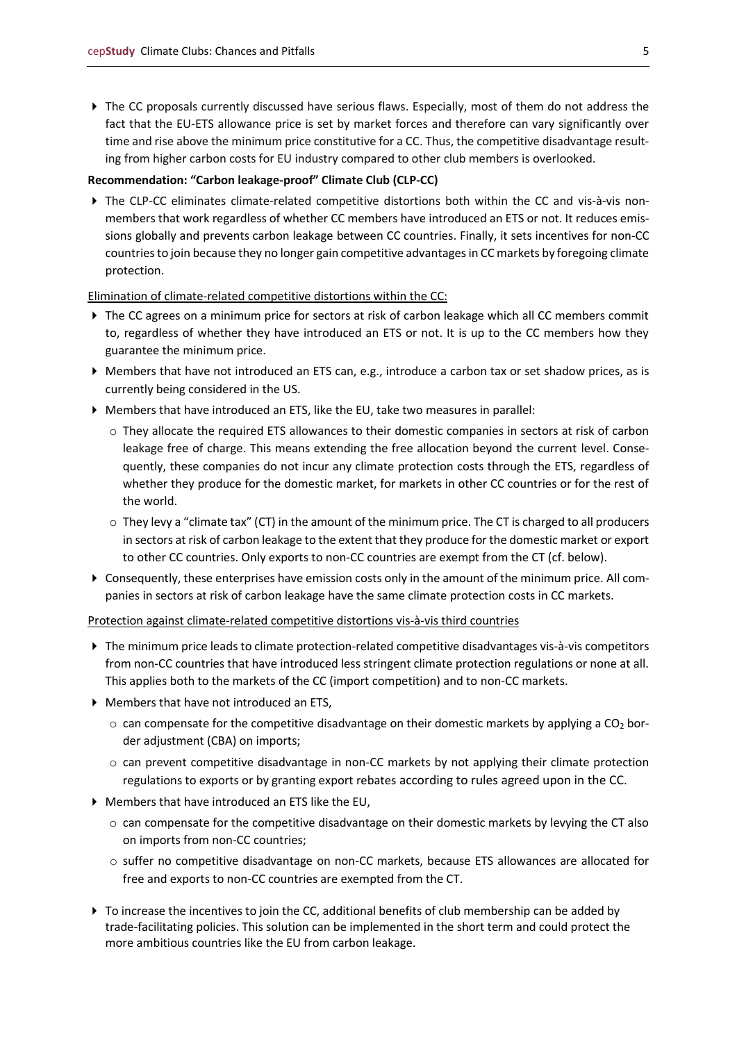- The CC proposals currently discussed have serious flaws. Especially, most of them do not address the fact that the EU-ETS allowance price is set by market forces and therefore can vary significantly over time and rise above the minimum price constitutive for a CC. Thus, the competitive disadvantage resulting from higher carbon costs for EU industry compared to other club members is overlooked.

**Recommendation: "Carbon leakage-proof" Climate Club (CLP-CC)**

- The CLP-CC eliminates climate-related competitive distortions both within the CC and vis-à-vis non-members that work regardless of whether CC members have introduced an ETS or not. It reduces emissions globally and prevents carbon leakage between CC countries. Finally, it sets incentives for non-CC countries to join because they no longer gain competitive advantages in CC markets by foregoing climate protection.

Elimination of climate-related competitive distortions within the CC:

- The CC agrees on a minimum price for sectors at risk of carbon leakage which all CC members commit to, regardless of whether they have introduced an ETS or not. It is up to the CC members how they guarantee the minimum price.
- Members that have not introduced an ETS can, e.g., introduce a carbon tax or set shadow prices, as is currently being considered in the US.
- Members that have introduced an ETS, like the EU, take two measures in parallel:
  - They allocate the required ETS allowances to their domestic companies in sectors at risk of carbon leakage free of charge. This means extending the free allocation beyond the current level. Consequently, these companies do not incur any climate protection costs through the ETS, regardless of whether they produce for the domestic market, for markets in other CC countries or for the rest of the world.
  - They levy a "climate tax" (CT) in the amount of the minimum price. The CT is charged to all producers in sectors at risk of carbon leakage to the extent that they produce for the domestic market or export to other CC countries. Only exports to non-CC countries are exempt from the CT (cf. below).
- Consequently, these enterprises have emission costs only in the amount of the minimum price. All companies in sectors at risk of carbon leakage have the same climate protection costs in CC markets.

Protection against climate-related competitive distortions vis-à-vis third countries

- The minimum price leads to climate protection-related competitive disadvantages vis-à-vis competitors from non-CC countries that have introduced less stringent climate protection regulations or none at all. This applies both to the markets of the CC (import competition) and to non-CC markets.
- Members that have not introduced an ETS,
  - can compensate for the competitive disadvantage on their domestic markets by applying a $CO_2$ border adjustment (CBA) on imports;
  - can prevent competitive disadvantage in non-CC markets by not applying their climate protection regulations to exports or by granting export rebates according to rules agreed upon in the CC.
- Members that have introduced an ETS like the EU,
  - can compensate for the competitive disadvantage on their domestic markets by levying the CT also on imports from non-CC countries;
  - suffer no competitive disadvantage on non-CC markets, because ETS allowances are allocated for free and exports to non-CC countries are exempted from the CT.
- To increase the incentives to join the CC, additional benefits of club membership can be added by trade-facilitating policies. This solution can be implemented in the short term and could protect the more ambitious countries like the EU from carbon leakage.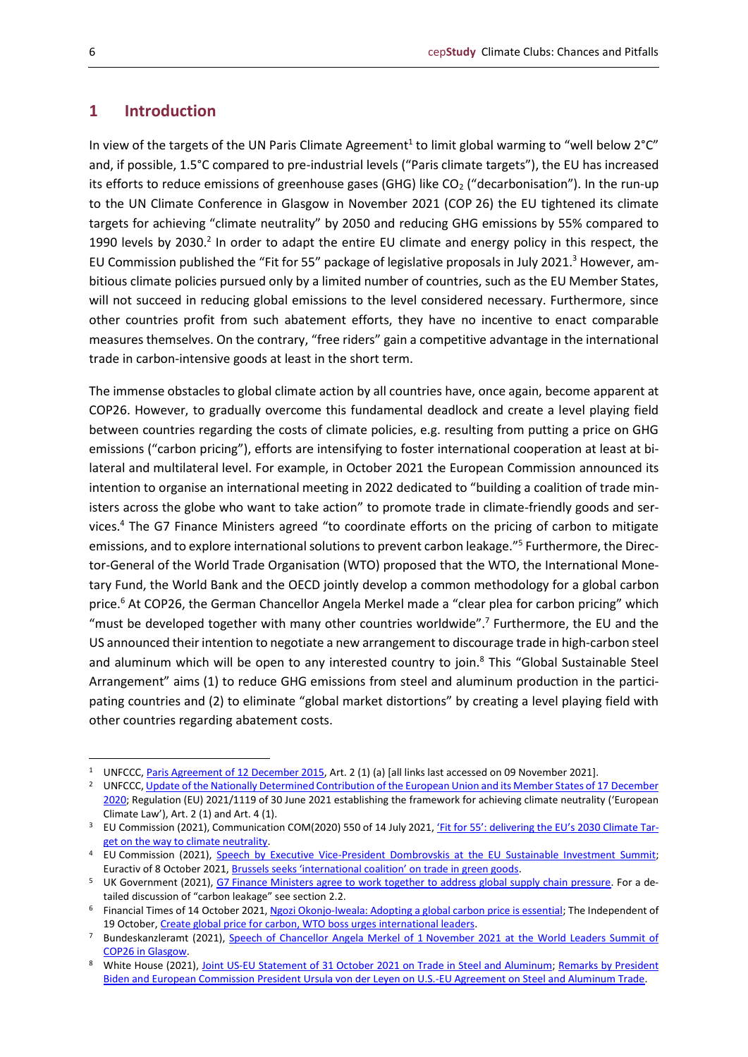## 1 Introduction

In view of the targets of the UN Paris Climate Agreement[1] to limit global warming to "well below 2°C" and, if possible, 1.5°C compared to pre-industrial levels ("Paris climate targets"), the EU has increased its efforts to reduce emissions of greenhouse gases (GHG) like $CO_2$ ("decarbonisation"). In the run-up to the UN Climate Conference in Glasgow in November 2021 (COP 26) the EU tightened its climate targets for achieving "climate neutrality" by 2050 and reducing GHG emissions by 55% compared to 1990 levels by 2030.[2] In order to adapt the entire EU climate and energy policy in this respect, the EU Commission published the "Fit for 55" package of legislative proposals in July 2021.[3] However, ambitious climate policies pursued only by a limited number of countries, such as the EU Member States, will not succeed in reducing global emissions to the level considered necessary. Furthermore, since other countries profit from such abatement efforts, they have no incentive to enact comparable measures themselves. On the contrary, "free riders" gain a competitive advantage in the international trade in carbon-intensive goods at least in the short term.

The immense obstacles to global climate action by all countries have, once again, become apparent at COP26. However, to gradually overcome this fundamental deadlock and create a level playing field between countries regarding the costs of climate policies, e.g. resulting from putting a price on GHG emissions ("carbon pricing"), efforts are intensifying to foster international cooperation at least at bilateral and multilateral level. For example, in October 2021 the European Commission announced its intention to organise an international meeting in 2022 dedicated to "building a coalition of trade ministers across the globe who want to take action" to promote trade in climate-friendly goods and services.[4] The G7 Finance Ministers agreed "to coordinate efforts on the pricing of carbon to mitigate emissions, and to explore international solutions to prevent carbon leakage."[5] Furthermore, the Director-General of the World Trade Organisation (WTO) proposed that the WTO, the International Monetary Fund, the World Bank and the OECD jointly develop a common methodology for a global carbon price.[6] At COP26, the German Chancellor Angela Merkel made a "clear plea for carbon pricing" which "must be developed together with many other countries worldwide".[7] Furthermore, the EU and the US announced their intention to negotiate a new arrangement to discourage trade in high-carbon steel and aluminum which will be open to any interested country to join.[8] This "Global Sustainable Steel Arrangement" aims (1) to reduce GHG emissions from steel and aluminum production in the participating countries and (2) to eliminate "global market distortions" by creating a level playing field with other countries regarding abatement costs.

---

[1] UNFCCC, Paris Agreement of 12 December 2015, Art. 2 (1) (a) [all links last accessed on 09 November 2021].

[2] UNFCCC, Update of the Nationally Determined Contribution of the European Union and its Member States of 17 December 2020; Regulation (EU) 2021/1119 of 30 June 2021 establishing the framework for achieving climate neutrality ('European Climate Law'), Art. 2 (1) and Art. 4 (1).

[3] EU Commission (2021), Communication COM(2020) 550 of 14 July 2021, 'Fit for 55': delivering the EU's 2030 Climate Target on the way to climate neutrality.

[4] EU Commission (2021), Speech by Executive Vice-President Dombrovskis at the EU Sustainable Investment Summit; Euractiv of 8 October 2021, Brussels seeks 'international coalition' on trade in green goods.

[5] UK Government (2021), G7 Finance Ministers agree to work together to address global supply chain pressure. For a detailed discussion of "carbon leakage" see section 2.2.

[6] Financial Times of 14 October 2021, Ngozi Okonjo-Iweala: Adopting a global carbon price is essential; The Independent of 19 October, Create global price for carbon, WTO boss urges international leaders.

[7] Bundeskanzleramt (2021), Speech of Chancellor Angela Merkel of 1 November 2021 at the World Leaders Summit of COP26 in Glasgow.

[8] White House (2021), Joint US-EU Statement of 31 October 2021 on Trade in Steel and Aluminum; Remarks by President Biden and European Commission President Ursula von der Leyen on U.S.-EU Agreement on Steel and Aluminum Trade.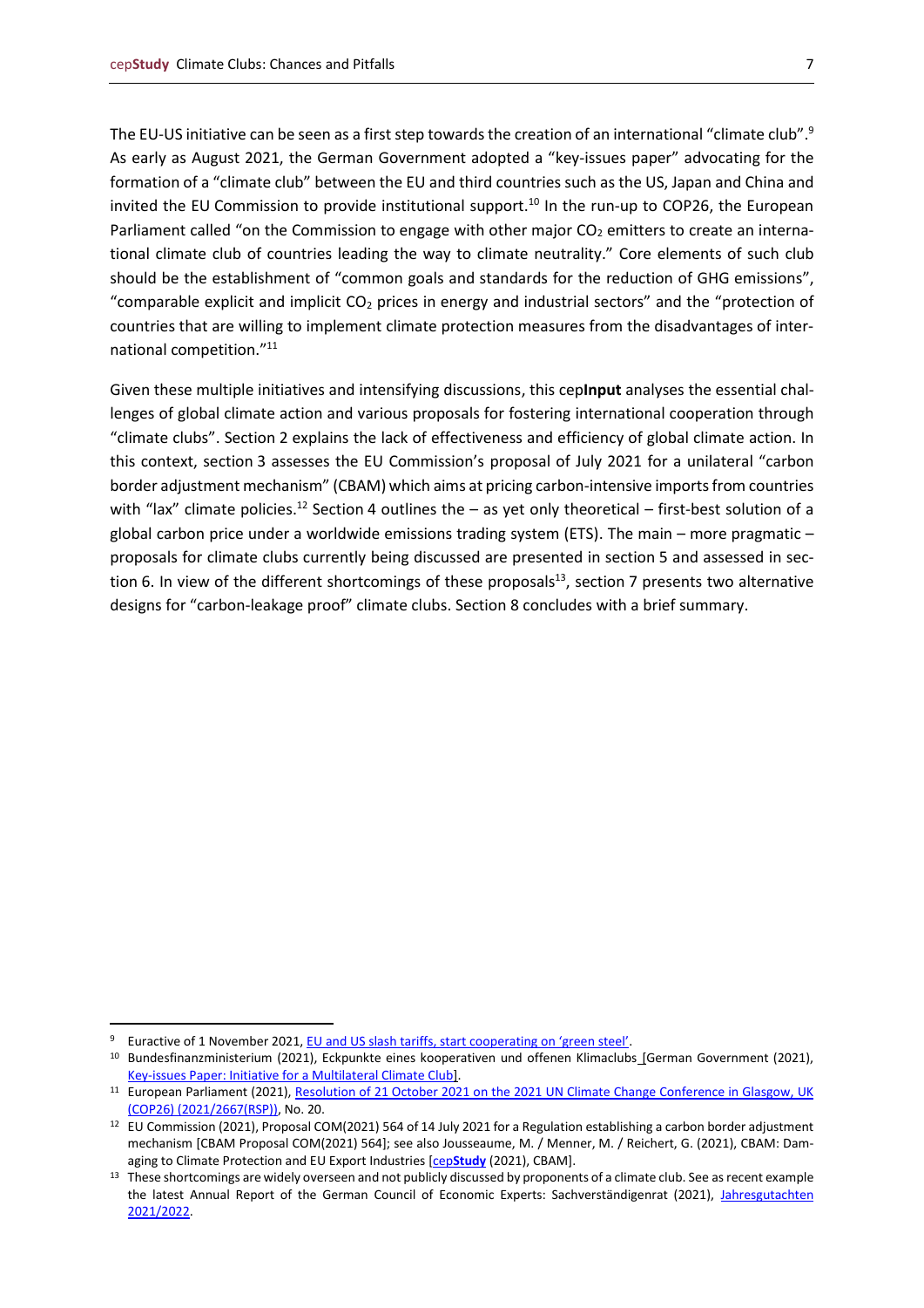The EU-US initiative can be seen as a first step towards the creation of an international "climate club".[9] As early as August 2021, the German Government adopted a "key-issues paper" advocating for the formation of a "climate club" between the EU and third countries such as the US, Japan and China and invited the EU Commission to provide institutional support.[10] In the run-up to COP26, the European Parliament called "on the Commission to engage with other major $CO_2$ emitters to create an international climate club of countries leading the way to climate neutrality." Core elements of such club should be the establishment of "common goals and standards for the reduction of GHG emissions", "comparable explicit and implicit $CO_2$ prices in energy and industrial sectors" and the "protection of countries that are willing to implement climate protection measures from the disadvantages of international competition."[11]

Given these multiple initiatives and intensifying discussions, this cep**Input** analyses the essential challenges of global climate action and various proposals for fostering international cooperation through "climate clubs". Section 2 explains the lack of effectiveness and efficiency of global climate action. In this context, section 3 assesses the EU Commission's proposal of July 2021 for a unilateral "carbon border adjustment mechanism" (CBAM) which aims at pricing carbon-intensive imports from countries with "lax" climate policies.[12] Section 4 outlines the – as yet only theoretical – first-best solution of a global carbon price under a worldwide emissions trading system (ETS). The main – more pragmatic – proposals for climate clubs currently being discussed are presented in section 5 and assessed in section 6. In view of the different shortcomings of these proposals[13], section 7 presents two alternative designs for "carbon-leakage proof" climate clubs. Section 8 concludes with a brief summary.

---

[9] Euractive of 1 November 2021, EU and US slash tariffs, start cooperating on 'green steel'.

[10] Bundesfinanzministerium (2021), Eckpunkte eines kooperativen und offenen Klimaclubs [German Government (2021), Key-issues Paper: Initiative for a Multilateral Climate Club].

[11] European Parliament (2021), Resolution of 21 October 2021 on the 2021 UN Climate Change Conference in Glasgow, UK (COP26) (2021/2667(RSP)), No. 20.

[12] EU Commission (2021), Proposal COM(2021) 564 of 14 July 2021 for a Regulation establishing a carbon border adjustment mechanism [CBAM Proposal COM(2021) 564]; see also Jousseaume, M. / Menner, M. / Reichert, G. (2021), CBAM: Damaging to Climate Protection and EU Export Industries [cep**Study** (2021), CBAM].

[13] These shortcomings are widely overseen and not publicly discussed by proponents of a climate club. See as recent example the latest Annual Report of the German Council of Economic Experts: Sachverständigenrat (2021), Jahresgutachten 2021/2022.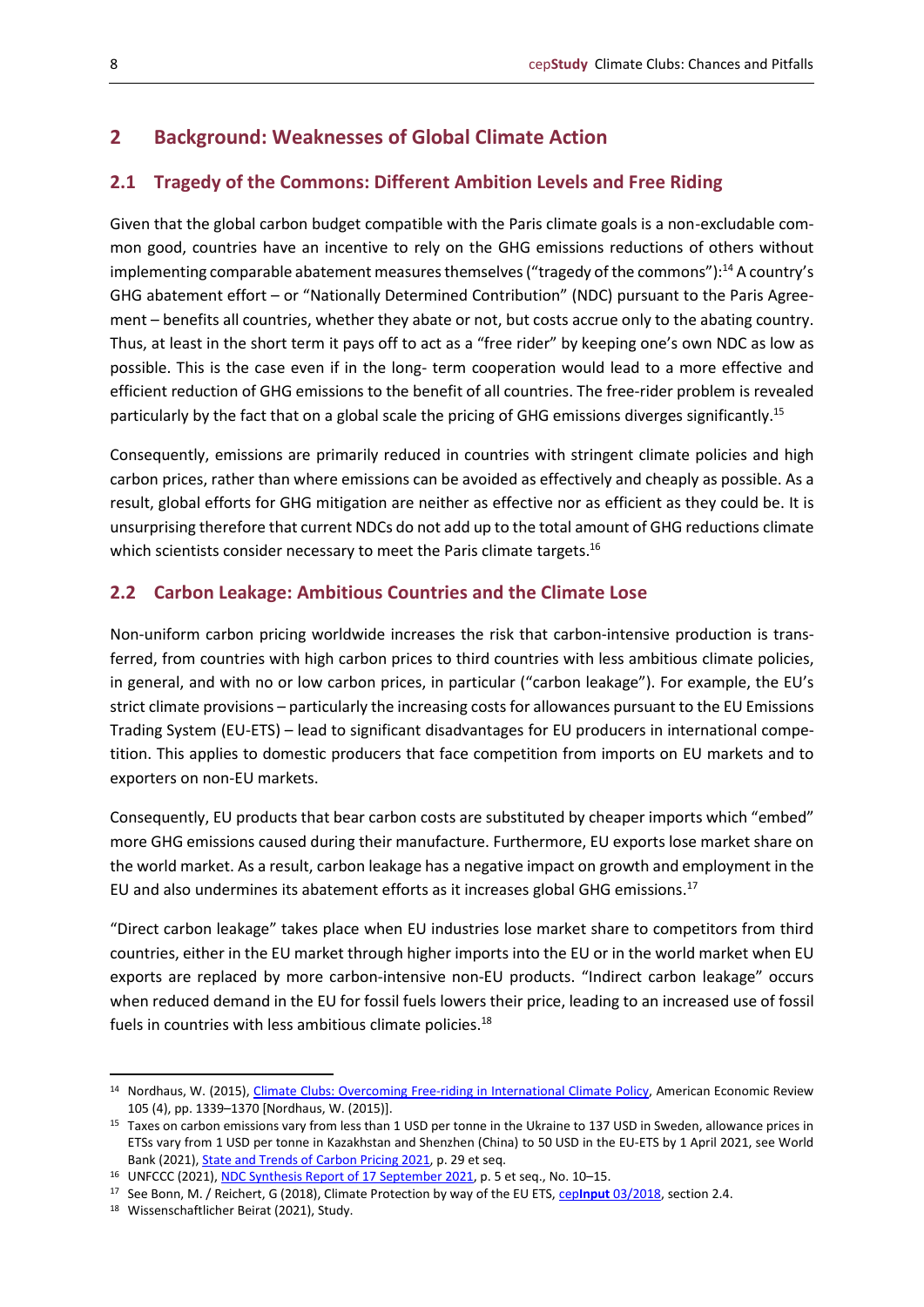## 2 Background: Weaknesses of Global Climate Action

### 2.1 Tragedy of the Commons: Different Ambition Levels and Free Riding

Given that the global carbon budget compatible with the Paris climate goals is a non-excludable common good, countries have an incentive to rely on the GHG emissions reductions of others without implementing comparable abatement measures themselves ("tragedy of the commons"):[14] A country's GHG abatement effort – or "Nationally Determined Contribution" (NDC) pursuant to the Paris Agreement – benefits all countries, whether they abate or not, but costs accrue only to the abating country. Thus, at least in the short term it pays off to act as a "free rider" by keeping one's own NDC as low as possible. This is the case even if in the long- term cooperation would lead to a more effective and efficient reduction of GHG emissions to the benefit of all countries. The free-rider problem is revealed particularly by the fact that on a global scale the pricing of GHG emissions diverges significantly.[15]

Consequently, emissions are primarily reduced in countries with stringent climate policies and high carbon prices, rather than where emissions can be avoided as effectively and cheaply as possible. As a result, global efforts for GHG mitigation are neither as effective nor as efficient as they could be. It is unsurprising therefore that current NDCs do not add up to the total amount of GHG reductions climate which scientists consider necessary to meet the Paris climate targets.[16]

### 2.2 Carbon Leakage: Ambitious Countries and the Climate Lose

Non-uniform carbon pricing worldwide increases the risk that carbon-intensive production is transferred, from countries with high carbon prices to third countries with less ambitious climate policies, in general, and with no or low carbon prices, in particular ("carbon leakage"). For example, the EU's strict climate provisions – particularly the increasing costs for allowances pursuant to the EU Emissions Trading System (EU-ETS) – lead to significant disadvantages for EU producers in international competition. This applies to domestic producers that face competition from imports on EU markets and to exporters on non-EU markets.

Consequently, EU products that bear carbon costs are substituted by cheaper imports which "embed" more GHG emissions caused during their manufacture. Furthermore, EU exports lose market share on the world market. As a result, carbon leakage has a negative impact on growth and employment in the EU and also undermines its abatement efforts as it increases global GHG emissions.[17]

"Direct carbon leakage" takes place when EU industries lose market share to competitors from third countries, either in the EU market through higher imports into the EU or in the world market when EU exports are replaced by more carbon-intensive non-EU products. "Indirect carbon leakage" occurs when reduced demand in the EU for fossil fuels lowers their price, leading to an increased use of fossil fuels in countries with less ambitious climate policies.[18]

---

[14] Nordhaus, W. (2015), Climate Clubs: Overcoming Free-riding in International Climate Policy, American Economic Review 105 (4), pp. 1339–1370 [Nordhaus, W. (2015)].

[15] Taxes on carbon emissions vary from less than 1 USD per tonne in the Ukraine to 137 USD in Sweden, allowance prices in ETSs vary from 1 USD per tonne in Kazakhstan and Shenzhen (China) to 50 USD in the EU-ETS by 1 April 2021, see World Bank (2021), State and Trends of Carbon Pricing 2021, p. 29 et seq.

[16] UNFCCC (2021), NDC Synthesis Report of 17 September 2021, p. 5 et seq., No. 10–15.

[17] See Bonn, M. / Reichert, G (2018), Climate Protection by way of the EU ETS, cep**Input** 03/2018, section 2.4.

[18] Wissenschaftlicher Beirat (2021), Study.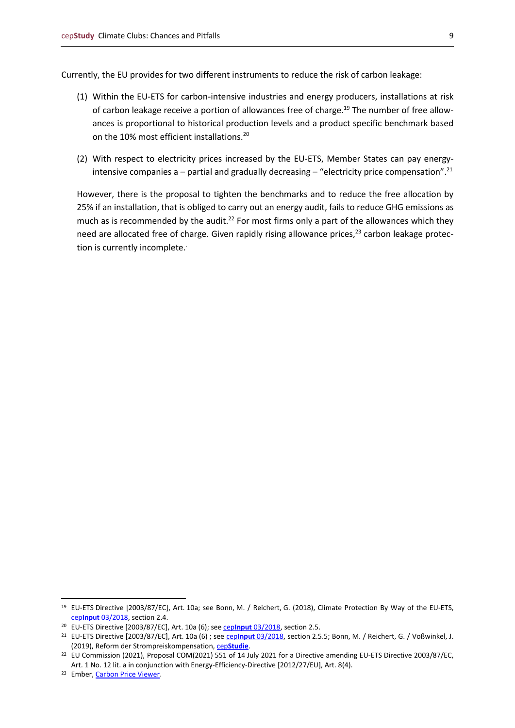Currently, the EU provides for two different instruments to reduce the risk of carbon leakage:

(1) Within the EU-ETS for carbon-intensive industries and energy producers, installations at risk of carbon leakage receive a portion of allowances free of charge.[19] The number of free allowances is proportional to historical production levels and a product specific benchmark based on the 10% most efficient installations.[20]

(2) With respect to electricity prices increased by the EU-ETS, Member States can pay energy-intensive companies a – partial and gradually decreasing – "electricity price compensation".[21]

However, there is the proposal to tighten the benchmarks and to reduce the free allocation by 25% if an installation, that is obliged to carry out an energy audit, fails to reduce GHG emissions as much as is recommended by the audit.[22] For most firms only a part of the allowances which they need are allocated free of charge. Given rapidly rising allowance prices,[23] carbon leakage protection is currently incomplete.

---

[19] EU-ETS Directive [2003/87/EC], Art. 10a; see Bonn, M. / Reichert, G. (2018), Climate Protection By Way of the EU-ETS, cepInput 03/2018, section 2.4.

[20] EU-ETS Directive [2003/87/EC], Art. 10a (6); see cepInput 03/2018, section 2.5.

[21] EU-ETS Directive [2003/87/EC], Art. 10a (6) ; see cepInput 03/2018, section 2.5.5; Bonn, M. / Reichert, G. / Voßwinkel, J. (2019), Reform der Strompreiskompensation, cepStudie.

[22] EU Commission (2021), Proposal COM(2021) 551 of 14 July 2021 for a Directive amending EU-ETS Directive 2003/87/EC, Art. 1 No. 12 lit. a in conjunction with Energy-Efficiency-Directive [2012/27/EU], Art. 8(4).

[23] Ember, Carbon Price Viewer.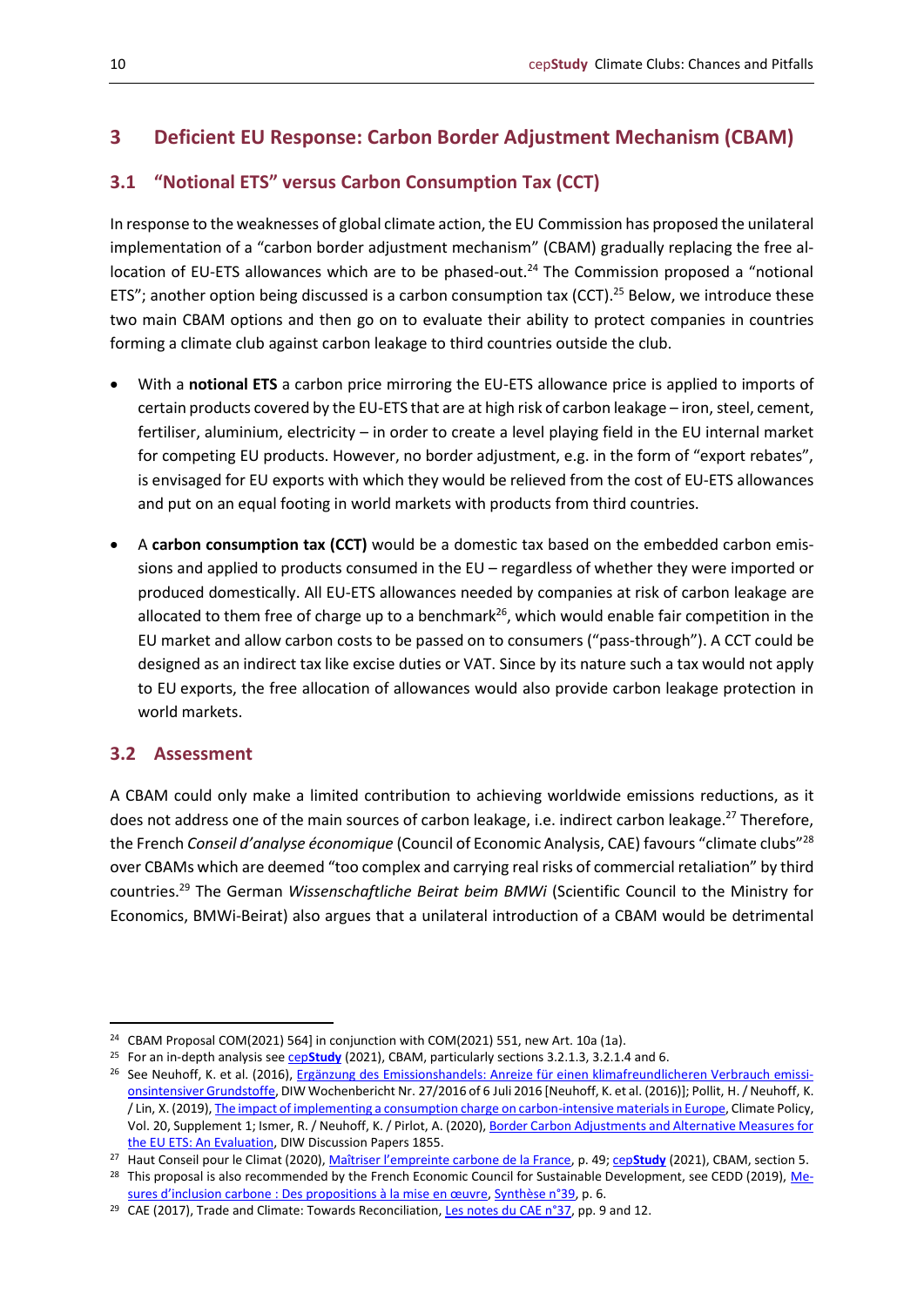## 3 Deficient EU Response: Carbon Border Adjustment Mechanism (CBAM)

### 3.1 "Notional ETS" versus Carbon Consumption Tax (CCT)

In response to the weaknesses of global climate action, the EU Commission has proposed the unilateral implementation of a "carbon border adjustment mechanism" (CBAM) gradually replacing the free allocation of EU-ETS allowances which are to be phased-out.[24] The Commission proposed a "notional ETS"; another option being discussed is a carbon consumption tax (CCT).[25] Below, we introduce these two main CBAM options and then go on to evaluate their ability to protect companies in countries forming a climate club against carbon leakage to third countries outside the club.

- With a **notional ETS** a carbon price mirroring the EU-ETS allowance price is applied to imports of certain products covered by the EU-ETS that are at high risk of carbon leakage – iron, steel, cement, fertiliser, aluminium, electricity – in order to create a level playing field in the EU internal market for competing EU products. However, no border adjustment, e.g. in the form of "export rebates", is envisaged for EU exports with which they would be relieved from the cost of EU-ETS allowances and put on an equal footing in world markets with products from third countries.
- A **carbon consumption tax (CCT)** would be a domestic tax based on the embedded carbon emissions and applied to products consumed in the EU – regardless of whether they were imported or produced domestically. All EU-ETS allowances needed by companies at risk of carbon leakage are allocated to them free of charge up to a benchmark[26], which would enable fair competition in the EU market and allow carbon costs to be passed on to consumers ("pass-through"). A CCT could be designed as an indirect tax like excise duties or VAT. Since by its nature such a tax would not apply to EU exports, the free allocation of allowances would also provide carbon leakage protection in world markets.

### 3.2 Assessment

A CBAM could only make a limited contribution to achieving worldwide emissions reductions, as it does not address one of the main sources of carbon leakage, i.e. indirect carbon leakage.[27] Therefore, the French *Conseil d'analyse économique* (Council of Economic Analysis, CAE) favours "climate clubs"[28] over CBAMs which are deemed "too complex and carrying real risks of commercial retaliation" by third countries.[29] The German *Wissenschaftliche Beirat beim BMWi* (Scientific Council to the Ministry for Economics, BMWi-Beirat) also argues that a unilateral introduction of a CBAM would be detrimental

---

[24] CBAM Proposal COM(2021) 564] in conjunction with COM(2021) 551, new Art. 10a (1a).

[25] For an in-depth analysis see cep**Study** (2021), CBAM, particularly sections 3.2.1.3, 3.2.1.4 and 6.

[26] See Neuhoff, K. et al. (2016), Ergänzung des Emissionshandels: Anreize für einen klimafreundlicheren Verbrauch emissionsintensiver Grundstoffe, DIW Wochenbericht Nr. 27/2016 of 6 Juli 2016 [Neuhoff, K. et al. (2016)]; Pollit, H. / Neuhoff, K. / Lin, X. (2019), The impact of implementing a consumption charge on carbon-intensive materials in Europe, Climate Policy, Vol. 20, Supplement 1; Ismer, R. / Neuhoff, K. / Pirlot, A. (2020), Border Carbon Adjustments and Alternative Measures for the EU ETS: An Evaluation, DIW Discussion Papers 1855.

[27] Haut Conseil pour le Climat (2020), Maîtriser l'empreinte carbone de la France, p. 49; cep**Study** (2021), CBAM, section 5.

[28] This proposal is also recommended by the French Economic Council for Sustainable Development, see CEDD (2019), Mesures d'inclusion carbone : Des propositions à la mise en œuvre, Synthèse n°39, p. 6.

[29] CAE (2017), Trade and Climate: Towards Reconciliation, Les notes du CAE n°37, pp. 9 and 12.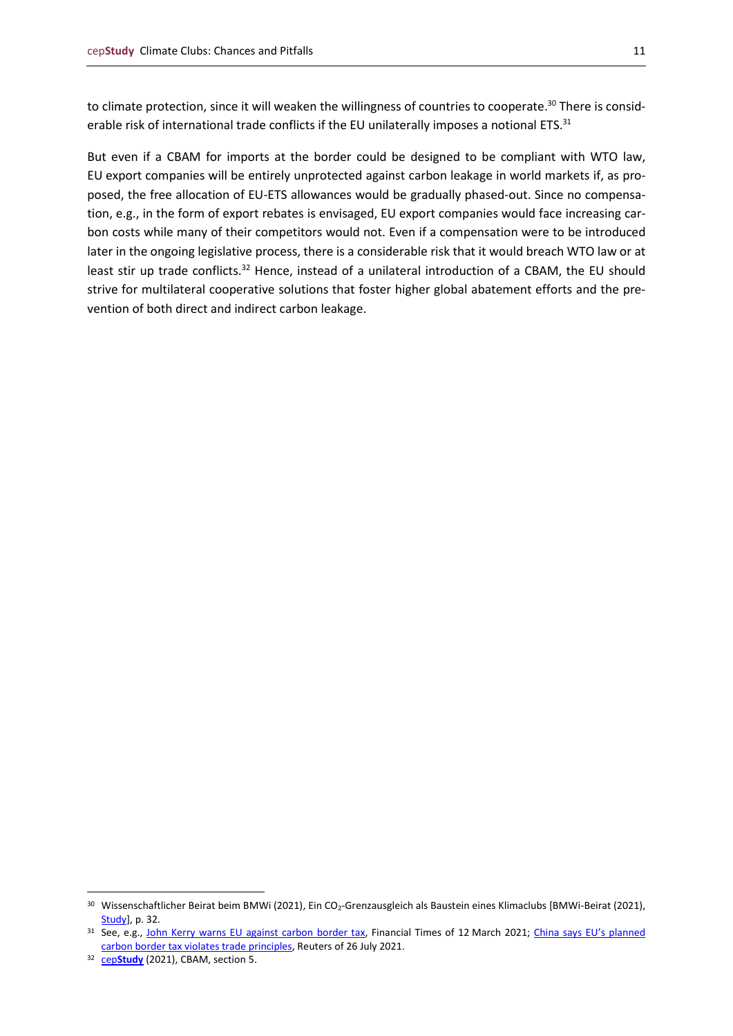to climate protection, since it will weaken the willingness of countries to cooperate.[30] There is considerable risk of international trade conflicts if the EU unilaterally imposes a notional ETS.[31]

But even if a CBAM for imports at the border could be designed to be compliant with WTO law, EU export companies will be entirely unprotected against carbon leakage in world markets if, as proposed, the free allocation of EU-ETS allowances would be gradually phased-out. Since no compensation, e.g., in the form of export rebates is envisaged, EU export companies would face increasing carbon costs while many of their competitors would not. Even if a compensation were to be introduced later in the ongoing legislative process, there is a considerable risk that it would breach WTO law or at least stir up trade conflicts.[32] Hence, instead of a unilateral introduction of a CBAM, the EU should strive for multilateral cooperative solutions that foster higher global abatement efforts and the prevention of both direct and indirect carbon leakage.

---

[30] Wissenschaftlicher Beirat beim BMWi (2021), Ein $CO_2$-Grenzausgleich als Baustein eines Klimaclubs [BMWi-Beirat (2021), Study], p. 32.

[31] See, e.g., John Kerry warns EU against carbon border tax, Financial Times of 12 March 2021; China says EU's planned carbon border tax violates trade principles, Reuters of 26 July 2021.

[32] cep**Study** (2021), CBAM, section 5.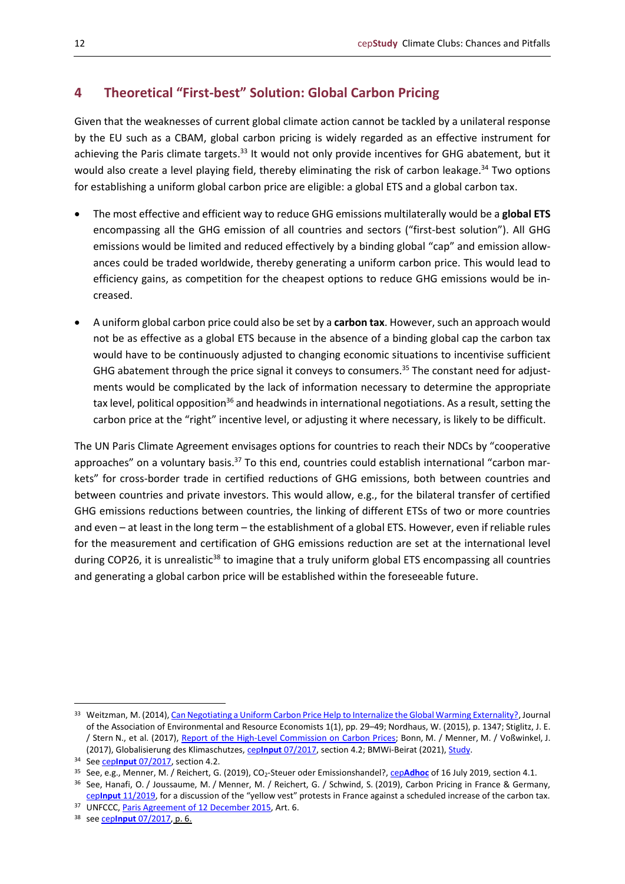## 4 Theoretical "First-best" Solution: Global Carbon Pricing

Given that the weaknesses of current global climate action cannot be tackled by a unilateral response by the EU such as a CBAM, global carbon pricing is widely regarded as an effective instrument for achieving the Paris climate targets.[33] It would not only provide incentives for GHG abatement, but it would also create a level playing field, thereby eliminating the risk of carbon leakage.[34] Two options for establishing a uniform global carbon price are eligible: a global ETS and a global carbon tax.

- The most effective and efficient way to reduce GHG emissions multilaterally would be a **global ETS** encompassing all the GHG emission of all countries and sectors ("first-best solution"). All GHG emissions would be limited and reduced effectively by a binding global "cap" and emission allowances could be traded worldwide, thereby generating a uniform carbon price. This would lead to efficiency gains, as competition for the cheapest options to reduce GHG emissions would be increased.
- A uniform global carbon price could also be set by a **carbon tax**. However, such an approach would not be as effective as a global ETS because in the absence of a binding global cap the carbon tax would have to be continuously adjusted to changing economic situations to incentivise sufficient GHG abatement through the price signal it conveys to consumers.[35] The constant need for adjustments would be complicated by the lack of information necessary to determine the appropriate tax level, political opposition[36] and headwinds in international negotiations. As a result, setting the carbon price at the "right" incentive level, or adjusting it where necessary, is likely to be difficult.

The UN Paris Climate Agreement envisages options for countries to reach their NDCs by "cooperative approaches" on a voluntary basis.[37] To this end, countries could establish international "carbon markets" for cross-border trade in certified reductions of GHG emissions, both between countries and between countries and private investors. This would allow, e.g., for the bilateral transfer of certified GHG emissions reductions between countries, the linking of different ETSs of two or more countries and even – at least in the long term – the establishment of a global ETS. However, even if reliable rules for the measurement and certification of GHG emissions reduction are set at the international level during COP26, it is unrealistic[38] to imagine that a truly uniform global ETS encompassing all countries and generating a global carbon price will be established within the foreseeable future.

---

[33] Weitzman, M. (2014), Can Negotiating a Uniform Carbon Price Help to Internalize the Global Warming Externality?, Journal of the Association of Environmental and Resource Economists 1(1), pp. 29–49; Nordhaus, W. (2015), p. 1347; Stiglitz, J. E. / Stern N., et al. (2017), Report of the High-Level Commission on Carbon Prices; Bonn, M. / Menner, M. / Voßwinkel, J. (2017), Globalisierung des Klimaschutzes, cep**Input** 07/2017, section 4.2; BMWi-Beirat (2021), Study.

[34] See cep**Input** 07/2017, section 4.2.

[35] See, e.g., Menner, M. / Reichert, G. (2019), $CO_2$-Steuer oder Emissionshandel?, cep**Adhoc** of 16 July 2019, section 4.1.

[36] See, Hanafi, O. / Joussaume, M. / Menner, M. / Reichert, G. / Schwind, S. (2019), Carbon Pricing in France & Germany, cep**Input** 11/2019, for a discussion of the "yellow vest" protests in France against a scheduled increase of the carbon tax.

[37] UNFCCC, Paris Agreement of 12 December 2015, Art. 6.

[38] see cep**Input** 07/2017, p. 6.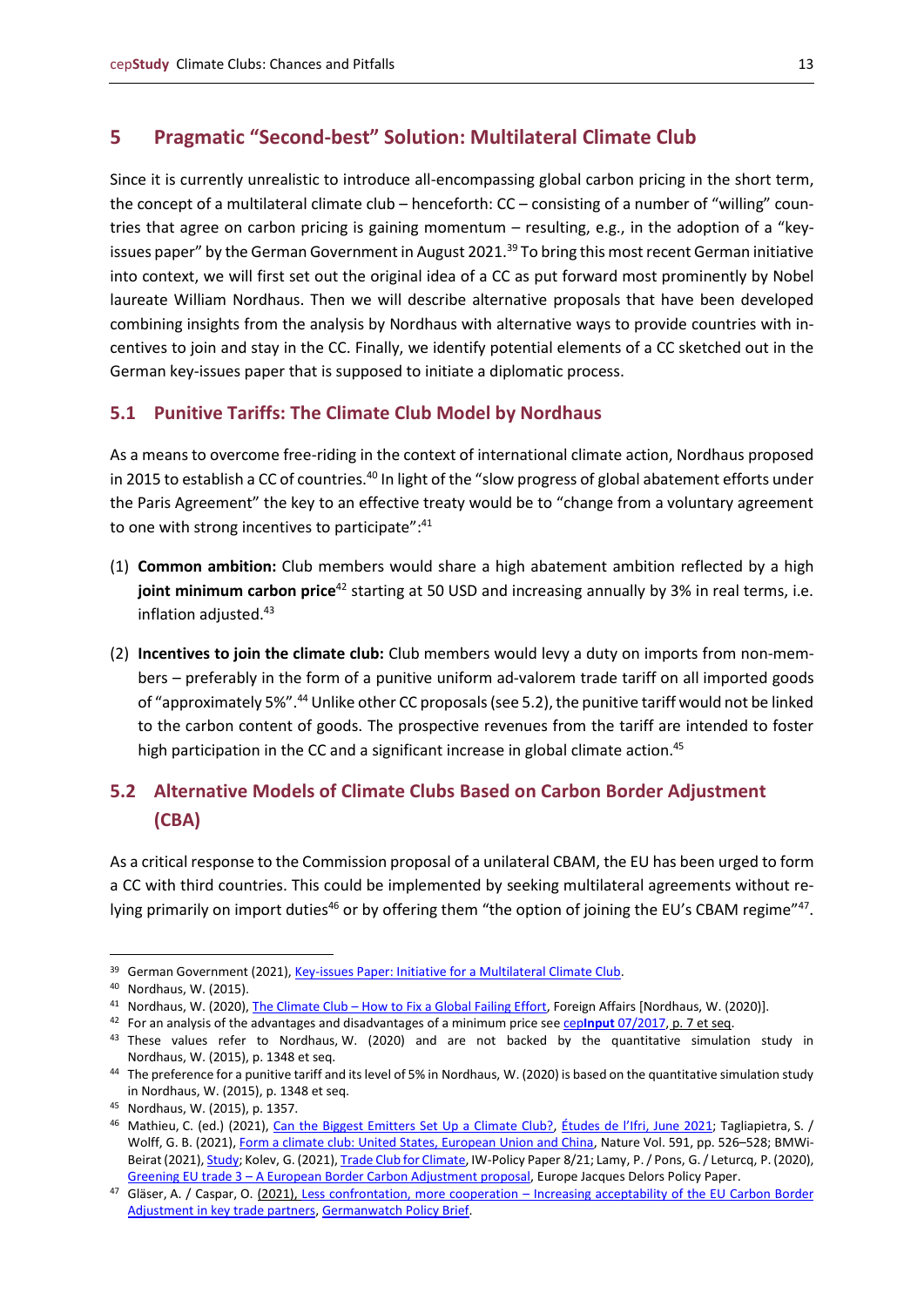## 5 Pragmatic “Second-best” Solution: Multilateral Climate Club

Since it is currently unrealistic to introduce all-encompassing global carbon pricing in the short term, the concept of a multilateral climate club – henceforth: CC – consisting of a number of “willing” countries that agree on carbon pricing is gaining momentum – resulting, e.g., in the adoption of a “key-issues paper” by the German Government in August 2021.[39] To bring this most recent German initiative into context, we will first set out the original idea of a CC as put forward most prominently by Nobel laureate William Nordhaus. Then we will describe alternative proposals that have been developed combining insights from the analysis by Nordhaus with alternative ways to provide countries with incentives to join and stay in the CC. Finally, we identify potential elements of a CC sketched out in the German key-issues paper that is supposed to initiate a diplomatic process.

### 5.1 Punitive Tariffs: The Climate Club Model by Nordhaus

As a means to overcome free-riding in the context of international climate action, Nordhaus proposed in 2015 to establish a CC of countries.[40] In light of the “slow progress of global abatement efforts under the Paris Agreement” the key to an effective treaty would be to “change from a voluntary agreement to one with strong incentives to participate”:[41]

(1) **Common ambition:** Club members would share a high abatement ambition reflected by a high **joint minimum carbon price**[42] starting at 50 USD and increasing annually by 3% in real terms, i.e. inflation adjusted.[43]

(2) **Incentives to join the climate club:** Club members would levy a duty on imports from non-members – preferably in the form of a punitive uniform ad-valorem trade tariff on all imported goods of “approximately 5%”.[44] Unlike other CC proposals (see 5.2), the punitive tariff would not be linked to the carbon content of goods. The prospective revenues from the tariff are intended to foster high participation in the CC and a significant increase in global climate action.[45]

### 5.2 Alternative Models of Climate Clubs Based on Carbon Border Adjustment (CBA)

As a critical response to the Commission proposal of a unilateral CBAM, the EU has been urged to form a CC with third countries. This could be implemented by seeking multilateral agreements without relying primarily on import duties[46] or by offering them “the option of joining the EU’s CBAM regime”[47].

---

[39] German Government (2021), Key-issues Paper: Initiative for a Multilateral Climate Club.

[40] Nordhaus, W. (2015).

[41] Nordhaus, W. (2020), The Climate Club – How to Fix a Global Failing Effort, Foreign Affairs [Nordhaus, W. (2020)].

[42] For an analysis of the advantages and disadvantages of a minimum price see cepInput 07/2017, p. 7 et seq.

[43] These values refer to Nordhaus, W. (2020) and are not backed by the quantitative simulation study in Nordhaus, W. (2015), p. 1348 et seq.

[44] The preference for a punitive tariff and its level of 5% in Nordhaus, W. (2020) is based on the quantitative simulation study in Nordhaus, W. (2015), p. 1348 et seq.

[45] Nordhaus, W. (2015), p. 1357.

[46] Mathieu, C. (ed.) (2021), Can the Biggest Emitters Set Up a Climate Club?, Études de l’Ifri, June 2021; Tagliapietra, S. / Wolff, G. B. (2021), Form a climate club: United States, European Union and China, Nature Vol. 591, pp. 526–528; BMWi-Beirat (2021), Study; Kolev, G. (2021), Trade Club for Climate, IW-Policy Paper 8/21; Lamy, P. / Pons, G. / Leturcq, P. (2020), Greening EU trade 3 – A European Border Carbon Adjustment proposal, Europe Jacques Delors Policy Paper.

[47] Gläser, A. / Caspar, O. (2021), Less confrontation, more cooperation – Increasing acceptability of the EU Carbon Border Adjustment in key trade partners, Germanwatch Policy Brief.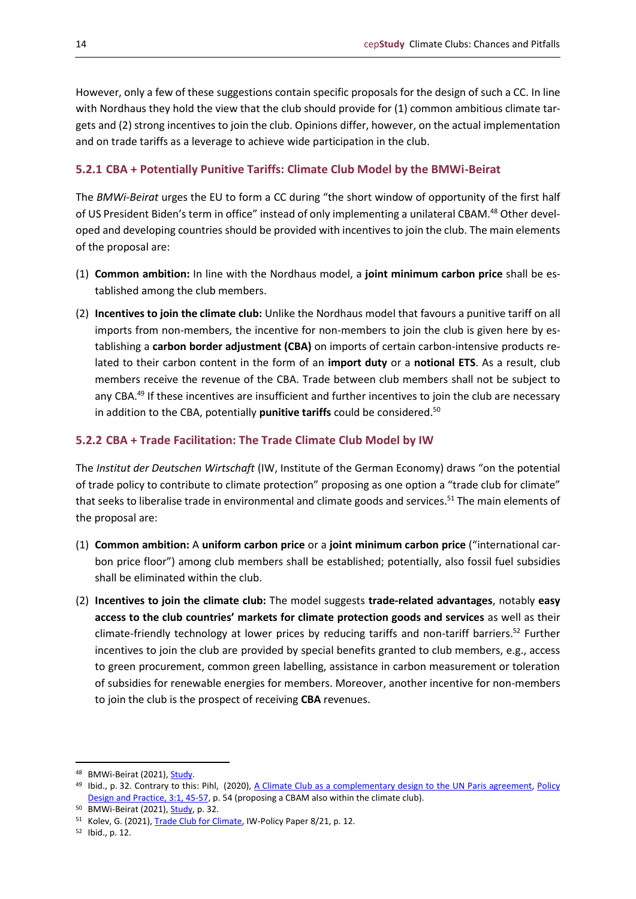However, only a few of these suggestions contain specific proposals for the design of such a CC. In line with Nordhaus they hold the view that the club should provide for (1) common ambitious climate targets and (2) strong incentives to join the club. Opinions differ, however, on the actual implementation and on trade tariffs as a leverage to achieve wide participation in the club.

### 5.2.1 CBA + Potentially Punitive Tariffs: Climate Club Model by the BMWi-Beirat

The *BMWi-Beirat* urges the EU to form a CC during "the short window of opportunity of the first half of US President Biden's term in office" instead of only implementing a unilateral CBAM.[48] Other developed and developing countries should be provided with incentives to join the club. The main elements of the proposal are:

(1) **Common ambition:** In line with the Nordhaus model, a **joint minimum carbon price** shall be established among the club members.

(2) **Incentives to join the climate club:** Unlike the Nordhaus model that favours a punitive tariff on all imports from non-members, the incentive for non-members to join the club is given here by establishing a **carbon border adjustment (CBA)** on imports of certain carbon-intensive products related to their carbon content in the form of an **import duty** or a **notional ETS**. As a result, club members receive the revenue of the CBA. Trade between club members shall not be subject to any CBA.[49] If these incentives are insufficient and further incentives to join the club are necessary in addition to the CBA, potentially **punitive tariffs** could be considered.[50]

### 5.2.2 CBA + Trade Facilitation: The Trade Climate Club Model by IW

The *Institut der Deutschen Wirtschaft* (IW, Institute of the German Economy) draws "on the potential of trade policy to contribute to climate protection" proposing as one option a "trade club for climate" that seeks to liberalise trade in environmental and climate goods and services.[51] The main elements of the proposal are:

(1) **Common ambition:** A **uniform carbon price** or a **joint minimum carbon price** ("international carbon price floor") among club members shall be established; potentially, also fossil fuel subsidies shall be eliminated within the club.

(2) **Incentives to join the climate club:** The model suggests **trade-related advantages**, notably **easy access to the club countries' markets for climate protection goods and services** as well as their climate-friendly technology at lower prices by reducing tariffs and non-tariff barriers.[52] Further incentives to join the club are provided by special benefits granted to club members, e.g., access to green procurement, common green labelling, assistance in carbon measurement or toleration of subsidies for renewable energies for members. Moreover, another incentive for non-members to join the club is the prospect of receiving **CBA** revenues.

---

[48] BMWi-Beirat (2021), Study.

[49] Ibid., p. 32. Contrary to this: Pihl, (2020), A Climate Club as a complementary design to the UN Paris agreement, Policy Design and Practice, 3:1, 45-57, p. 54 (proposing a CBAM also within the climate club).

[50] BMWi-Beirat (2021), Study, p. 32.

[51] Kolev, G. (2021), Trade Club for Climate, IW-Policy Paper 8/21, p. 12.

[52] Ibid., p. 12.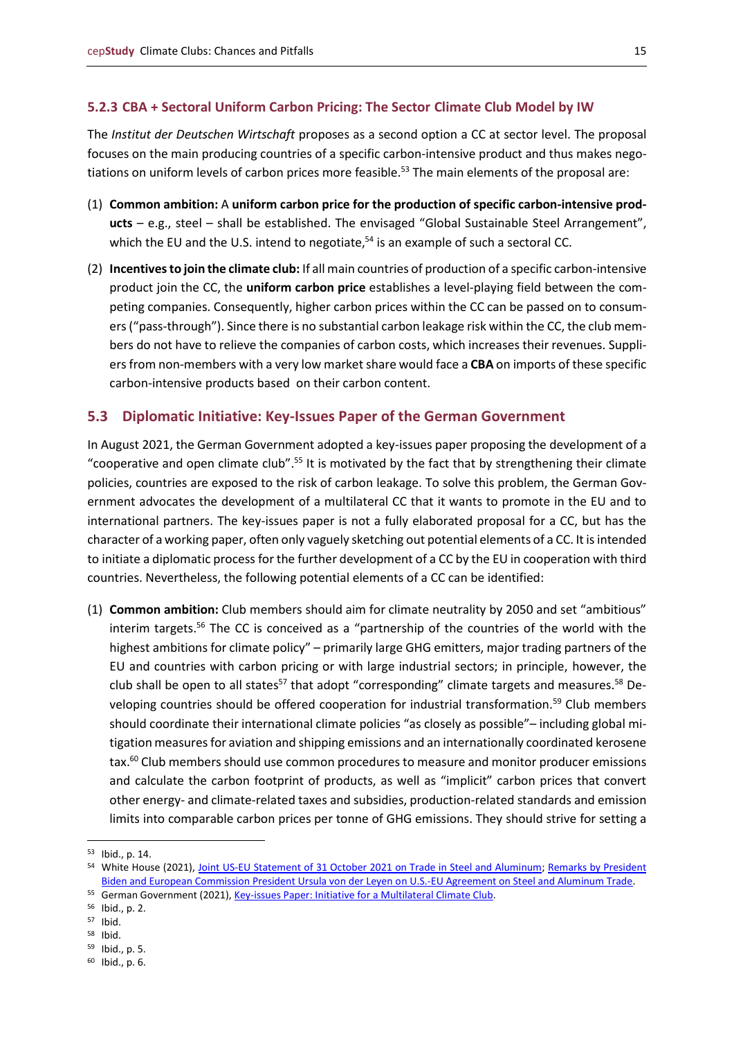### 5.2.3 CBA + Sectoral Uniform Carbon Pricing: The Sector Climate Club Model by IW

The *Institut der Deutschen Wirtschaft* proposes as a second option a CC at sector level. The proposal focuses on the main producing countries of a specific carbon-intensive product and thus makes negotiations on uniform levels of carbon prices more feasible.[53] The main elements of the proposal are:

(1) **Common ambition:** A **uniform carbon price for the production of specific carbon-intensive products** – e.g., steel – shall be established. The envisaged "Global Sustainable Steel Arrangement", which the EU and the U.S. intend to negotiate,[54] is an example of such a sectoral CC.

(2) **Incentives to join the climate club:** If all main countries of production of a specific carbon-intensive product join the CC, the **uniform carbon price** establishes a level-playing field between the competing companies. Consequently, higher carbon prices within the CC can be passed on to consumers ("pass-through"). Since there is no substantial carbon leakage risk within the CC, the club members do not have to relieve the companies of carbon costs, which increases their revenues. Suppliers from non-members with a very low market share would face a **CBA** on imports of these specific carbon-intensive products based on their carbon content.

## 5.3 Diplomatic Initiative: Key-Issues Paper of the German Government

In August 2021, the German Government adopted a key-issues paper proposing the development of a "cooperative and open climate club".[55] It is motivated by the fact that by strengthening their climate policies, countries are exposed to the risk of carbon leakage. To solve this problem, the German Government advocates the development of a multilateral CC that it wants to promote in the EU and to international partners. The key-issues paper is not a fully elaborated proposal for a CC, but has the character of a working paper, often only vaguely sketching out potential elements of a CC. It is intended to initiate a diplomatic process for the further development of a CC by the EU in cooperation with third countries. Nevertheless, the following potential elements of a CC can be identified:

(1) **Common ambition:** Club members should aim for climate neutrality by 2050 and set "ambitious" interim targets.[56] The CC is conceived as a "partnership of the countries of the world with the highest ambitions for climate policy" – primarily large GHG emitters, major trading partners of the EU and countries with carbon pricing or with large industrial sectors; in principle, however, the club shall be open to all states[57] that adopt "corresponding" climate targets and measures.[58] Developing countries should be offered cooperation for industrial transformation.[59] Club members should coordinate their international climate policies "as closely as possible"– including global mitigation measures for aviation and shipping emissions and an internationally coordinated kerosene tax.[60] Club members should use common procedures to measure and monitor producer emissions and calculate the carbon footprint of products, as well as "implicit" carbon prices that convert other energy- and climate-related taxes and subsidies, production-related standards and emission limits into comparable carbon prices per tonne of GHG emissions. They should strive for setting a

---

[53] Ibid., p. 14.

[54] White House (2021), Joint US-EU Statement of 31 October 2021 on Trade in Steel and Aluminum; Remarks by President Biden and European Commission President Ursula von der Leyen on U.S.-EU Agreement on Steel and Aluminum Trade.

[55] German Government (2021), Key-issues Paper: Initiative for a Multilateral Climate Club.

[56] Ibid., p. 2.

[57] Ibid.

[58] Ibid.

[59] Ibid., p. 5.

[60] Ibid., p. 6.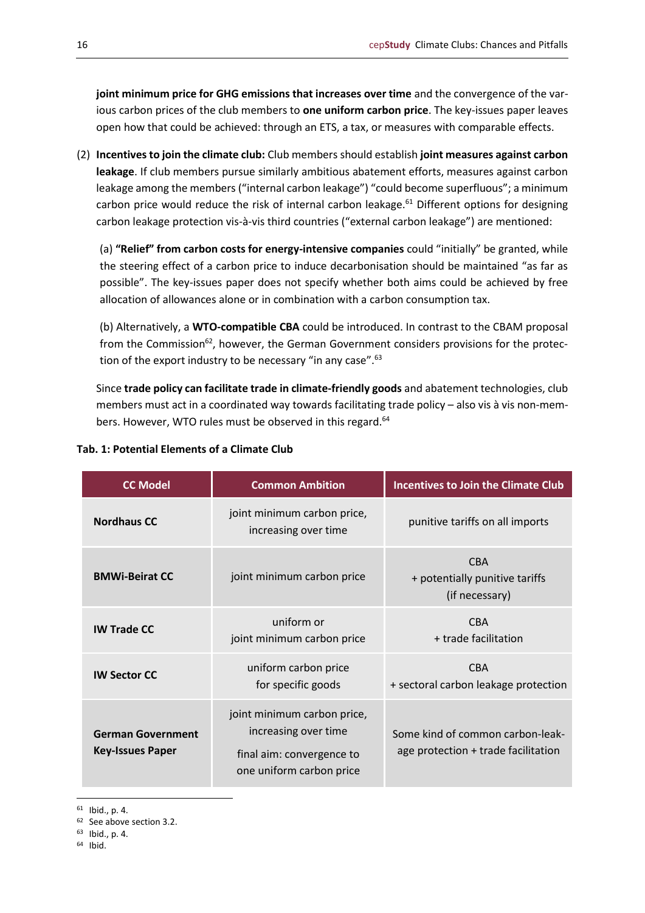**joint minimum price for GHG emissions that increases over time** and the convergence of the various carbon prices of the club members to **one uniform carbon price**. The key-issues paper leaves open how that could be achieved: through an ETS, a tax, or measures with comparable effects.

(2) **Incentives to join the climate club:** Club members should establish **joint measures against carbon leakage**. If club members pursue similarly ambitious abatement efforts, measures against carbon leakage among the members ("internal carbon leakage") "could become superfluous"; a minimum carbon price would reduce the risk of internal carbon leakage.[61] Different options for designing carbon leakage protection vis-à-vis third countries ("external carbon leakage") are mentioned:

(a) **"Relief" from carbon costs for energy-intensive companies** could "initially" be granted, while the steering effect of a carbon price to induce decarbonisation should be maintained "as far as possible". The key-issues paper does not specify whether both aims could be achieved by free allocation of allowances alone or in combination with a carbon consumption tax.

(b) Alternatively, a **WTO-compatible CBA** could be introduced. In contrast to the CBAM proposal from the Commission[62], however, the German Government considers provisions for the protection of the export industry to be necessary "in any case".[63]

Since **trade policy can facilitate trade in climate-friendly goods** and abatement technologies, club members must act in a coordinated way towards facilitating trade policy – also vis à vis non-members. However, WTO rules must be observed in this regard.[64]

**Tab. 1: Potential Elements of a Climate Club**

| CC Model | Common Ambition | Incentives to Join the Climate Club |
|---|---|---|
| **Nordhaus CC** | joint minimum carbon price, increasing over time | punitive tariffs on all imports |
| **BMWi-Beirat CC** | joint minimum carbon price | CBA + potentially punitive tariffs (if necessary) |
| **IW Trade CC** | uniform or joint minimum carbon price | CBA + trade facilitation |
| **IW Sector CC** | uniform carbon price for specific goods | CBA + sectoral carbon leakage protection |
| **German Government Key-Issues Paper** | joint minimum carbon price, increasing over time<br>final aim: convergence to one uniform carbon price | Some kind of common carbon-leakage protection + trade facilitation |

[61] Ibid., p. 4.
[62] See above section 3.2.
[63] Ibid., p. 4.
[64] Ibid.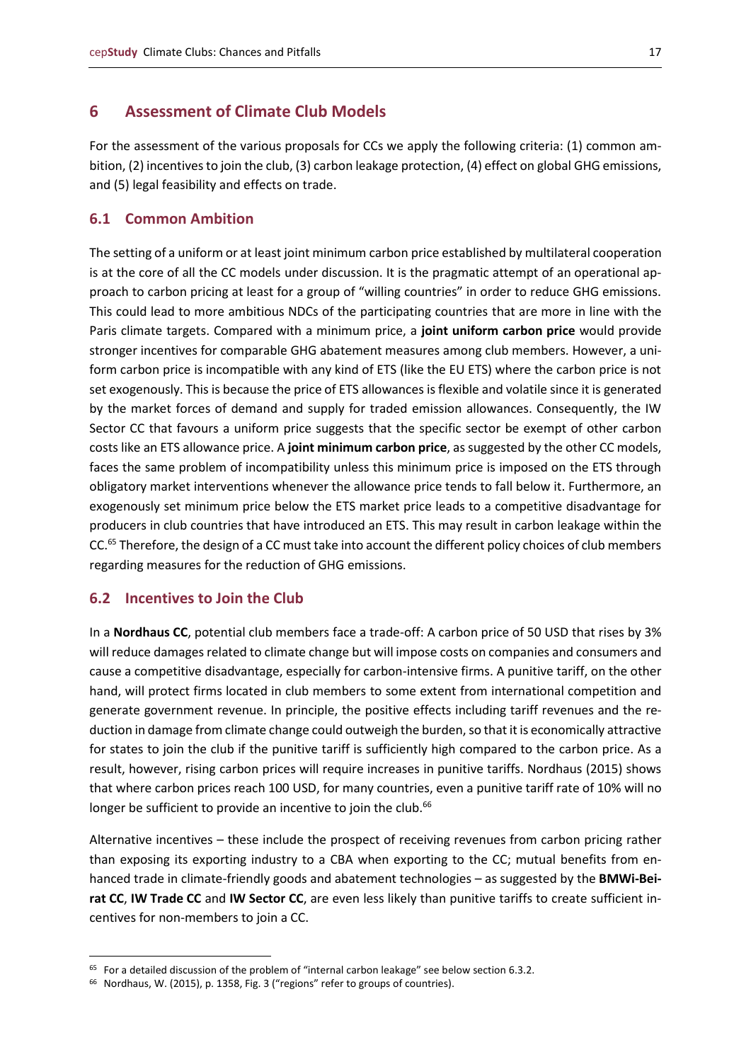## 6 Assessment of Climate Club Models

For the assessment of the various proposals for CCs we apply the following criteria: (1) common ambition, (2) incentives to join the club, (3) carbon leakage protection, (4) effect on global GHG emissions, and (5) legal feasibility and effects on trade.

### 6.1 Common Ambition

The setting of a uniform or at least joint minimum carbon price established by multilateral cooperation is at the core of all the CC models under discussion. It is the pragmatic attempt of an operational approach to carbon pricing at least for a group of "willing countries" in order to reduce GHG emissions. This could lead to more ambitious NDCs of the participating countries that are more in line with the Paris climate targets. Compared with a minimum price, a **joint uniform carbon price** would provide stronger incentives for comparable GHG abatement measures among club members. However, a uniform carbon price is incompatible with any kind of ETS (like the EU ETS) where the carbon price is not set exogenously. This is because the price of ETS allowances is flexible and volatile since it is generated by the market forces of demand and supply for traded emission allowances. Consequently, the IW Sector CC that favours a uniform price suggests that the specific sector be exempt of other carbon costs like an ETS allowance price. A **joint minimum carbon price**, as suggested by the other CC models, faces the same problem of incompatibility unless this minimum price is imposed on the ETS through obligatory market interventions whenever the allowance price tends to fall below it. Furthermore, an exogenously set minimum price below the ETS market price leads to a competitive disadvantage for producers in club countries that have introduced an ETS. This may result in carbon leakage within the CC.[65] Therefore, the design of a CC must take into account the different policy choices of club members regarding measures for the reduction of GHG emissions.

### 6.2 Incentives to Join the Club

In a **Nordhaus CC**, potential club members face a trade-off: A carbon price of 50 USD that rises by 3% will reduce damages related to climate change but will impose costs on companies and consumers and cause a competitive disadvantage, especially for carbon-intensive firms. A punitive tariff, on the other hand, will protect firms located in club members to some extent from international competition and generate government revenue. In principle, the positive effects including tariff revenues and the reduction in damage from climate change could outweigh the burden, so that it is economically attractive for states to join the club if the punitive tariff is sufficiently high compared to the carbon price. As a result, however, rising carbon prices will require increases in punitive tariffs. Nordhaus (2015) shows that where carbon prices reach 100 USD, for many countries, even a punitive tariff rate of 10% will no longer be sufficient to provide an incentive to join the club.[66]

Alternative incentives – these include the prospect of receiving revenues from carbon pricing rather than exposing its exporting industry to a CBA when exporting to the CC; mutual benefits from enhanced trade in climate-friendly goods and abatement technologies – as suggested by the **BMWi-Beirat CC**, **IW Trade CC** and **IW Sector CC**, are even less likely than punitive tariffs to create sufficient incentives for non-members to join a CC.

---

[65] For a detailed discussion of the problem of "internal carbon leakage" see below section 6.3.2.

[66] Nordhaus, W. (2015), p. 1358, Fig. 3 ("regions" refer to groups of countries).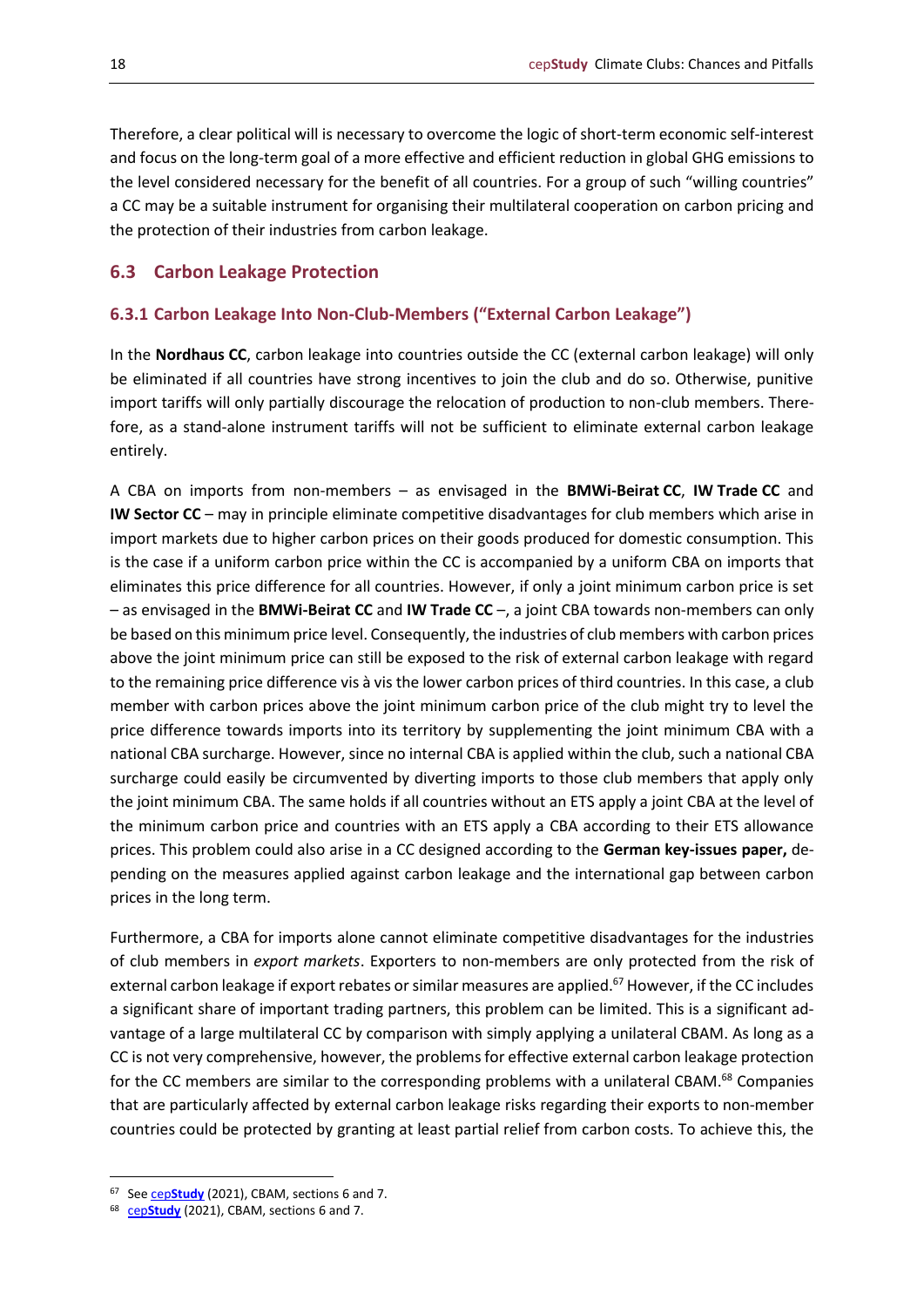Therefore, a clear political will is necessary to overcome the logic of short-term economic self-interest and focus on the long-term goal of a more effective and efficient reduction in global GHG emissions to the level considered necessary for the benefit of all countries. For a group of such "willing countries" a CC may be a suitable instrument for organising their multilateral cooperation on carbon pricing and the protection of their industries from carbon leakage.

## 6.3 Carbon Leakage Protection

### 6.3.1 Carbon Leakage Into Non-Club-Members ("External Carbon Leakage")

In the **Nordhaus CC**, carbon leakage into countries outside the CC (external carbon leakage) will only be eliminated if all countries have strong incentives to join the club and do so. Otherwise, punitive import tariffs will only partially discourage the relocation of production to non-club members. Therefore, as a stand-alone instrument tariffs will not be sufficient to eliminate external carbon leakage entirely.

A CBA on imports from non-members – as envisaged in the **BMWi-Beirat CC**, **IW Trade CC** and **IW Sector CC** – may in principle eliminate competitive disadvantages for club members which arise in import markets due to higher carbon prices on their goods produced for domestic consumption. This is the case if a uniform carbon price within the CC is accompanied by a uniform CBA on imports that eliminates this price difference for all countries. However, if only a joint minimum carbon price is set – as envisaged in the **BMWi-Beirat CC** and **IW Trade CC** –, a joint CBA towards non-members can only be based on this minimum price level. Consequently, the industries of club members with carbon prices above the joint minimum price can still be exposed to the risk of external carbon leakage with regard to the remaining price difference vis à vis the lower carbon prices of third countries. In this case, a club member with carbon prices above the joint minimum carbon price of the club might try to level the price difference towards imports into its territory by supplementing the joint minimum CBA with a national CBA surcharge. However, since no internal CBA is applied within the club, such a national CBA surcharge could easily be circumvented by diverting imports to those club members that apply only the joint minimum CBA. The same holds if all countries without an ETS apply a joint CBA at the level of the minimum carbon price and countries with an ETS apply a CBA according to their ETS allowance prices. This problem could also arise in a CC designed according to the **German key-issues paper,** depending on the measures applied against carbon leakage and the international gap between carbon prices in the long term.

Furthermore, a CBA for imports alone cannot eliminate competitive disadvantages for the industries of club members in *export markets*. Exporters to non-members are only protected from the risk of external carbon leakage if export rebates or similar measures are applied.[67] However, if the CC includes a significant share of important trading partners, this problem can be limited. This is a significant advantage of a large multilateral CC by comparison with simply applying a unilateral CBAM. As long as a CC is not very comprehensive, however, the problems for effective external carbon leakage protection for the CC members are similar to the corresponding problems with a unilateral CBAM.[68] Companies that are particularly affected by external carbon leakage risks regarding their exports to non-member countries could be protected by granting at least partial relief from carbon costs. To achieve this, the

---

[67] See cep**Study** (2021), CBAM, sections 6 and 7.

[68] cep**Study** (2021), CBAM, sections 6 and 7.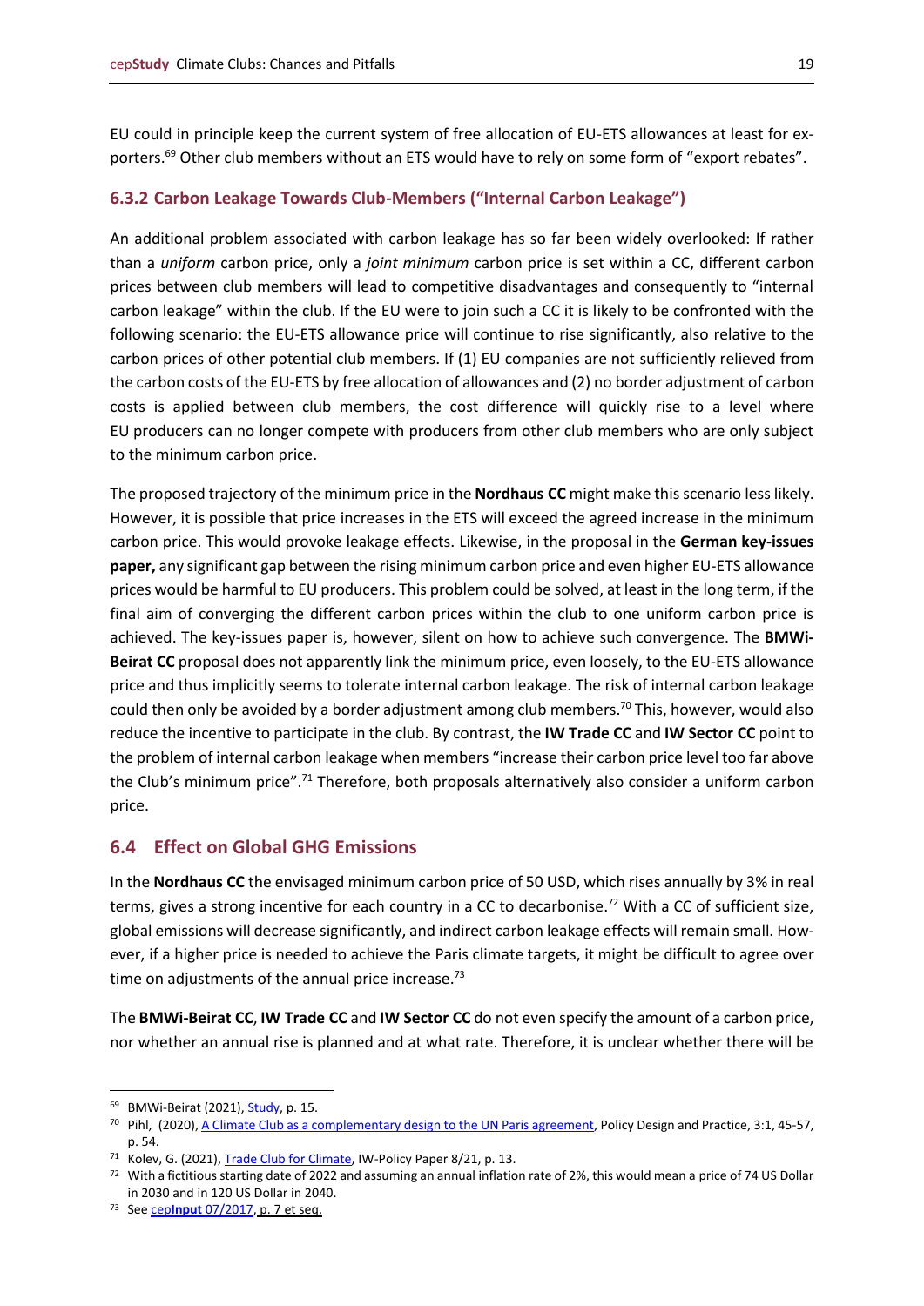EU could in principle keep the current system of free allocation of EU-ETS allowances at least for exporters.[69] Other club members without an ETS would have to rely on some form of "export rebates".

### 6.3.2 Carbon Leakage Towards Club-Members ("Internal Carbon Leakage")

An additional problem associated with carbon leakage has so far been widely overlooked: If rather than a *uniform* carbon price, only a *joint minimum* carbon price is set within a CC, different carbon prices between club members will lead to competitive disadvantages and consequently to "internal carbon leakage" within the club. If the EU were to join such a CC it is likely to be confronted with the following scenario: the EU-ETS allowance price will continue to rise significantly, also relative to the carbon prices of other potential club members. If (1) EU companies are not sufficiently relieved from the carbon costs of the EU-ETS by free allocation of allowances and (2) no border adjustment of carbon costs is applied between club members, the cost difference will quickly rise to a level where EU producers can no longer compete with producers from other club members who are only subject to the minimum carbon price.

The proposed trajectory of the minimum price in the **Nordhaus CC** might make this scenario less likely. However, it is possible that price increases in the ETS will exceed the agreed increase in the minimum carbon price. This would provoke leakage effects. Likewise, in the proposal in the **German key-issues paper,** any significant gap between the rising minimum carbon price and even higher EU-ETS allowance prices would be harmful to EU producers. This problem could be solved, at least in the long term, if the final aim of converging the different carbon prices within the club to one uniform carbon price is achieved. The key-issues paper is, however, silent on how to achieve such convergence. The **BMWi-Beirat CC** proposal does not apparently link the minimum price, even loosely, to the EU-ETS allowance price and thus implicitly seems to tolerate internal carbon leakage. The risk of internal carbon leakage could then only be avoided by a border adjustment among club members.[70] This, however, would also reduce the incentive to participate in the club. By contrast, the **IW Trade CC** and **IW Sector CC** point to the problem of internal carbon leakage when members "increase their carbon price level too far above the Club's minimum price".[71] Therefore, both proposals alternatively also consider a uniform carbon price.

## 6.4 Effect on Global GHG Emissions

In the **Nordhaus CC** the envisaged minimum carbon price of 50 USD, which rises annually by 3% in real terms, gives a strong incentive for each country in a CC to decarbonise.[72] With a CC of sufficient size, global emissions will decrease significantly, and indirect carbon leakage effects will remain small. However, if a higher price is needed to achieve the Paris climate targets, it might be difficult to agree over time on adjustments of the annual price increase.[73]

The **BMWi-Beirat CC**, **IW Trade CC** and **IW Sector CC** do not even specify the amount of a carbon price, nor whether an annual rise is planned and at what rate. Therefore, it is unclear whether there will be

---

[69] BMWi-Beirat (2021), Study, p. 15.

[70] Pihl, (2020), A Climate Club as a complementary design to the UN Paris agreement, Policy Design and Practice, 3:1, 45-57, p. 54.

[71] Kolev, G. (2021), Trade Club for Climate, IW-Policy Paper 8/21, p. 13.

[72] With a fictitious starting date of 2022 and assuming an annual inflation rate of 2%, this would mean a price of 74 US Dollar in 2030 and in 120 US Dollar in 2040.

[73] See **cepInput** 07/2017, p. 7 et seq.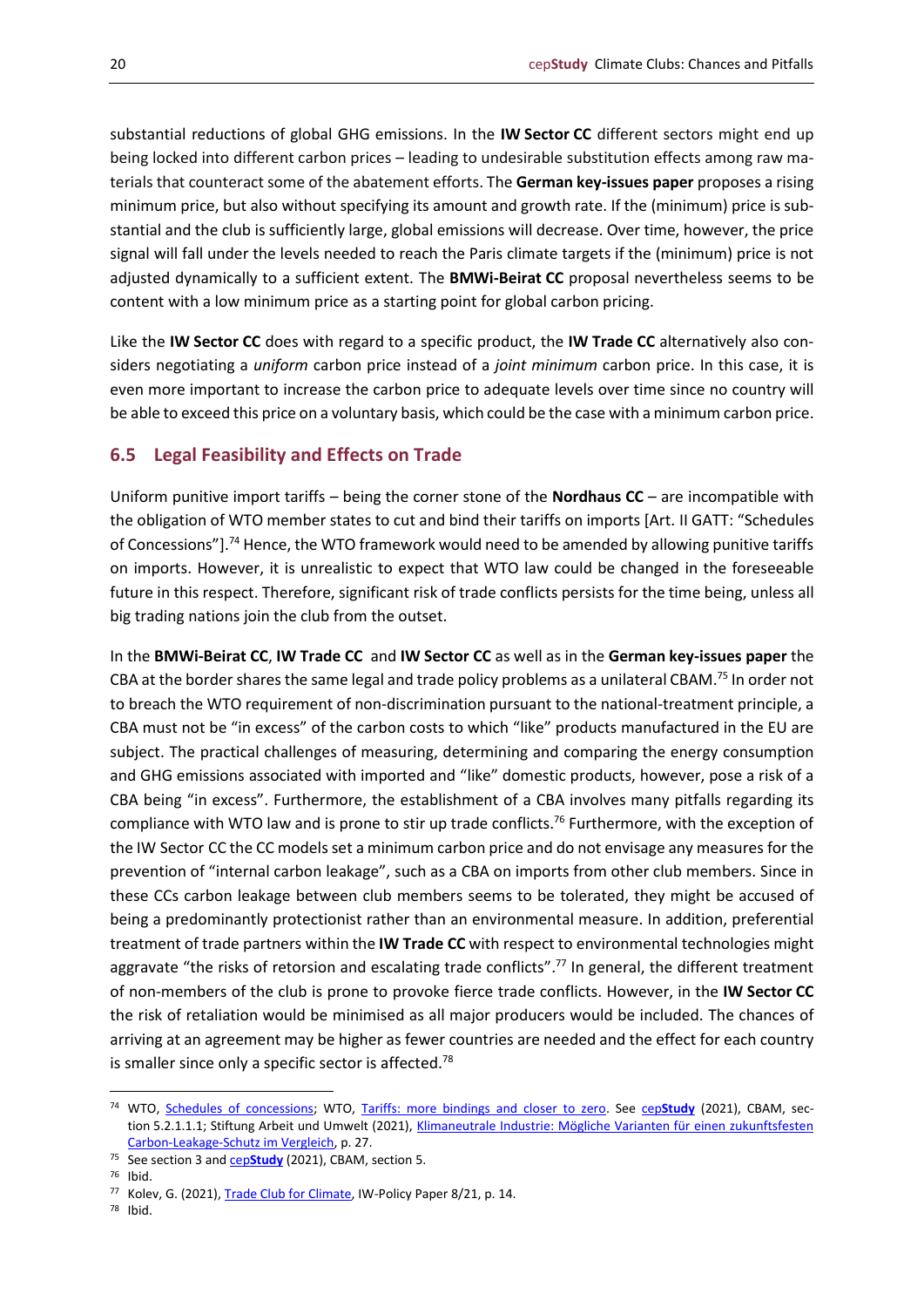substantial reductions of global GHG emissions. In the **IW Sector CC** different sectors might end up being locked into different carbon prices – leading to undesirable substitution effects among raw materials that counteract some of the abatement efforts. The **German key-issues paper** proposes a rising minimum price, but also without specifying its amount and growth rate. If the (minimum) price is substantial and the club is sufficiently large, global emissions will decrease. Over time, however, the price signal will fall under the levels needed to reach the Paris climate targets if the (minimum) price is not adjusted dynamically to a sufficient extent. The **BMWi-Beirat CC** proposal nevertheless seems to be content with a low minimum price as a starting point for global carbon pricing.

Like the **IW Sector CC** does with regard to a specific product, the **IW Trade CC** alternatively also considers negotiating a *uniform* carbon price instead of a *joint minimum* carbon price. In this case, it is even more important to increase the carbon price to adequate levels over time since no country will be able to exceed this price on a voluntary basis, which could be the case with a minimum carbon price.

## 6.5 Legal Feasibility and Effects on Trade

Uniform punitive import tariffs – being the corner stone of the **Nordhaus CC** – are incompatible with the obligation of WTO member states to cut and bind their tariffs on imports [Art. II GATT: "Schedules of Concessions"].[74] Hence, the WTO framework would need to be amended by allowing punitive tariffs on imports. However, it is unrealistic to expect that WTO law could be changed in the foreseeable future in this respect. Therefore, significant risk of trade conflicts persists for the time being, unless all big trading nations join the club from the outset.

In the **BMWi-Beirat CC**, **IW Trade CC** and **IW Sector CC** as well as in the **German key-issues paper** the CBA at the border shares the same legal and trade policy problems as a unilateral CBAM.[75] In order not to breach the WTO requirement of non-discrimination pursuant to the national-treatment principle, a CBA must not be "in excess" of the carbon costs to which "like" products manufactured in the EU are subject. The practical challenges of measuring, determining and comparing the energy consumption and GHG emissions associated with imported and "like" domestic products, however, pose a risk of a CBA being "in excess". Furthermore, the establishment of a CBA involves many pitfalls regarding its compliance with WTO law and is prone to stir up trade conflicts.[76] Furthermore, with the exception of the IW Sector CC the CC models set a minimum carbon price and do not envisage any measures for the prevention of "internal carbon leakage", such as a CBA on imports from other club members. Since in these CCs carbon leakage between club members seems to be tolerated, they might be accused of being a predominantly protectionist rather than an environmental measure. In addition, preferential treatment of trade partners within the **IW Trade CC** with respect to environmental technologies might aggravate "the risks of retorsion and escalating trade conflicts".[77] In general, the different treatment of non-members of the club is prone to provoke fierce trade conflicts. However, in the **IW Sector CC** the risk of retaliation would be minimised as all major producers would be included. The chances of arriving at an agreement may be higher as fewer countries are needed and the effect for each country is smaller since only a specific sector is affected.[78]

---

[74] WTO, Schedules of concessions; WTO, Tariffs: more bindings and closer to zero. See cep**Study** (2021), CBAM, section 5.2.1.1.1; Stiftung Arbeit und Umwelt (2021), Klimaneutrale Industrie: Mögliche Varianten für einen zukunftsfesten Carbon-Leakage-Schutz im Vergleich, p. 27.

[75] See section 3 and cep**Study** (2021), CBAM, section 5.

[76] Ibid.

[77] Kolev, G. (2021), Trade Club for Climate, IW-Policy Paper 8/21, p. 14.

[78] Ibid.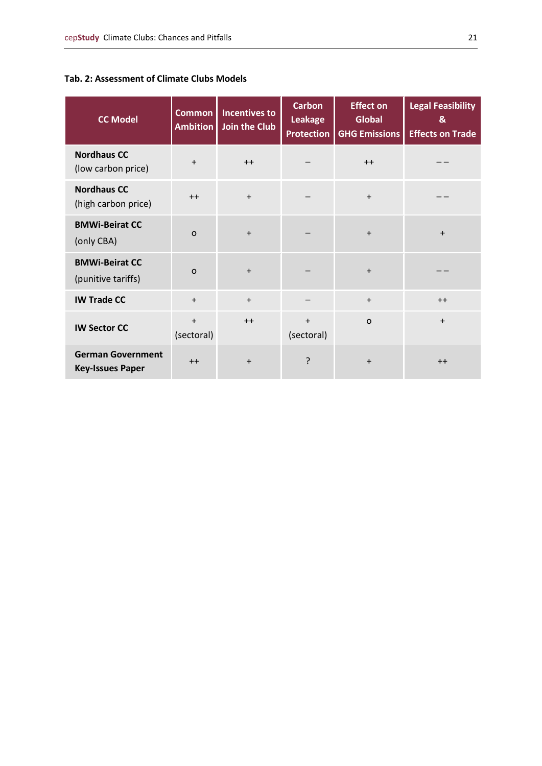**Tab. 2: Assessment of Climate Clubs Models**

| CC Model | Common Ambition | Incentives to Join the Club | Carbon Leakage Protection | Effect on Global GHG Emissions | Legal Feasibility & Effects on Trade |
|---|---|---|---|---|---|
| **Nordhaus CC** (low carbon price) | + | ++ | – | ++ | – – |
| **Nordhaus CC** (high carbon price) | ++ | + | – | + | – – |
| **BMWi-Beirat CC** (only CBA) | o | + | – | + | + |
| **BMWi-Beirat CC** (punitive tariffs) | o | + | – | + | – – |
| **IW Trade CC** | + | + | – | + | ++ |
| **IW Sector CC** | + (sectoral) | ++ | + (sectoral) | o | + |
| **German Government Key-Issues Paper** | ++ | + | ? | + | ++ |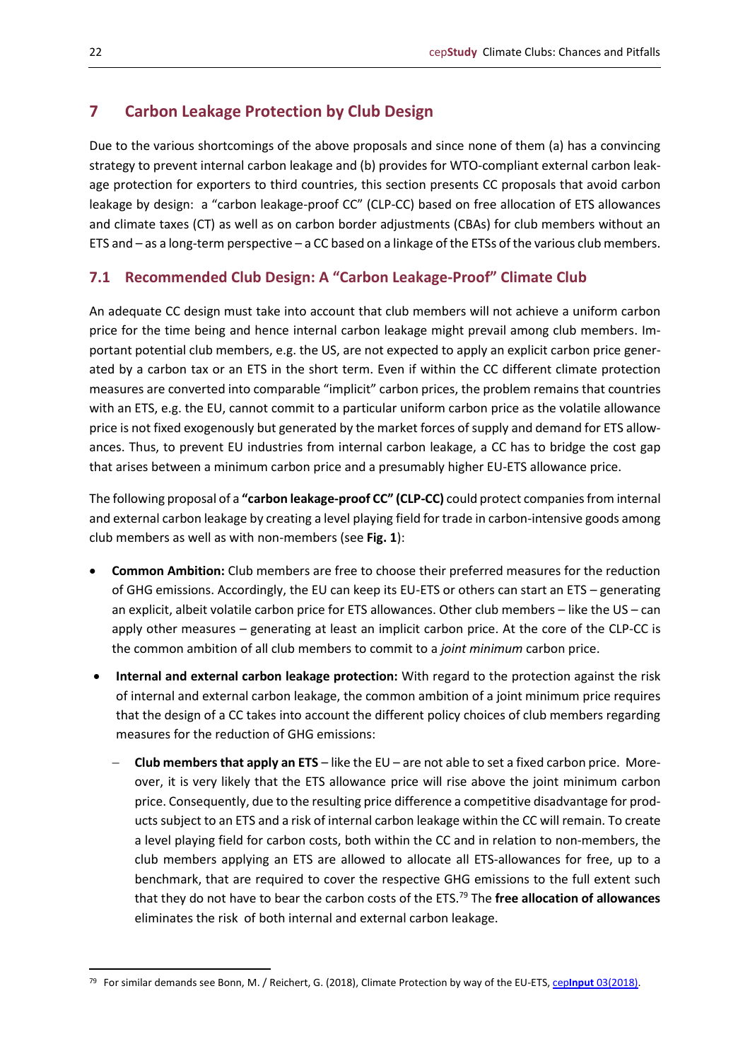# 7 Carbon Leakage Protection by Club Design

Due to the various shortcomings of the above proposals and since none of them (a) has a convincing strategy to prevent internal carbon leakage and (b) provides for WTO-compliant external carbon leakage protection for exporters to third countries, this section presents CC proposals that avoid carbon leakage by design: a "carbon leakage-proof CC" (CLP-CC) based on free allocation of ETS allowances and climate taxes (CT) as well as on carbon border adjustments (CBAs) for club members without an ETS and – as a long-term perspective – a CC based on a linkage of the ETSs of the various club members.

## 7.1 Recommended Club Design: A "Carbon Leakage-Proof" Climate Club

An adequate CC design must take into account that club members will not achieve a uniform carbon price for the time being and hence internal carbon leakage might prevail among club members. Important potential club members, e.g. the US, are not expected to apply an explicit carbon price generated by a carbon tax or an ETS in the short term. Even if within the CC different climate protection measures are converted into comparable "implicit" carbon prices, the problem remains that countries with an ETS, e.g. the EU, cannot commit to a particular uniform carbon price as the volatile allowance price is not fixed exogenously but generated by the market forces of supply and demand for ETS allowances. Thus, to prevent EU industries from internal carbon leakage, a CC has to bridge the cost gap that arises between a minimum carbon price and a presumably higher EU-ETS allowance price.

The following proposal of a **"carbon leakage-proof CC" (CLP-CC)** could protect companies from internal and external carbon leakage by creating a level playing field for trade in carbon-intensive goods among club members as well as with non-members (see **Fig. 1**):

- **Common Ambition:** Club members are free to choose their preferred measures for the reduction of GHG emissions. Accordingly, the EU can keep its EU-ETS or others can start an ETS – generating an explicit, albeit volatile carbon price for ETS allowances. Other club members – like the US – can apply other measures – generating at least an implicit carbon price. At the core of the CLP-CC is the common ambition of all club members to commit to a *joint minimum* carbon price.
- **Internal and external carbon leakage protection:** With regard to the protection against the risk of internal and external carbon leakage, the common ambition of a joint minimum price requires that the design of a CC takes into account the different policy choices of club members regarding measures for the reduction of GHG emissions:
  - **Club members that apply an ETS** – like the EU – are not able to set a fixed carbon price. Moreover, it is very likely that the ETS allowance price will rise above the joint minimum carbon price. Consequently, due to the resulting price difference a competitive disadvantage for products subject to an ETS and a risk of internal carbon leakage within the CC will remain. To create a level playing field for carbon costs, both within the CC and in relation to non-members, the club members applying an ETS are allowed to allocate all ETS-allowances for free, up to a benchmark, that are required to cover the respective GHG emissions to the full extent such that they do not have to bear the carbon costs of the ETS.[79] The **free allocation of allowances** eliminates the risk of both internal and external carbon leakage.

[79] For similar demands see Bonn, M. / Reichert, G. (2018), Climate Protection by way of the EU-ETS, cepInput 03(2018).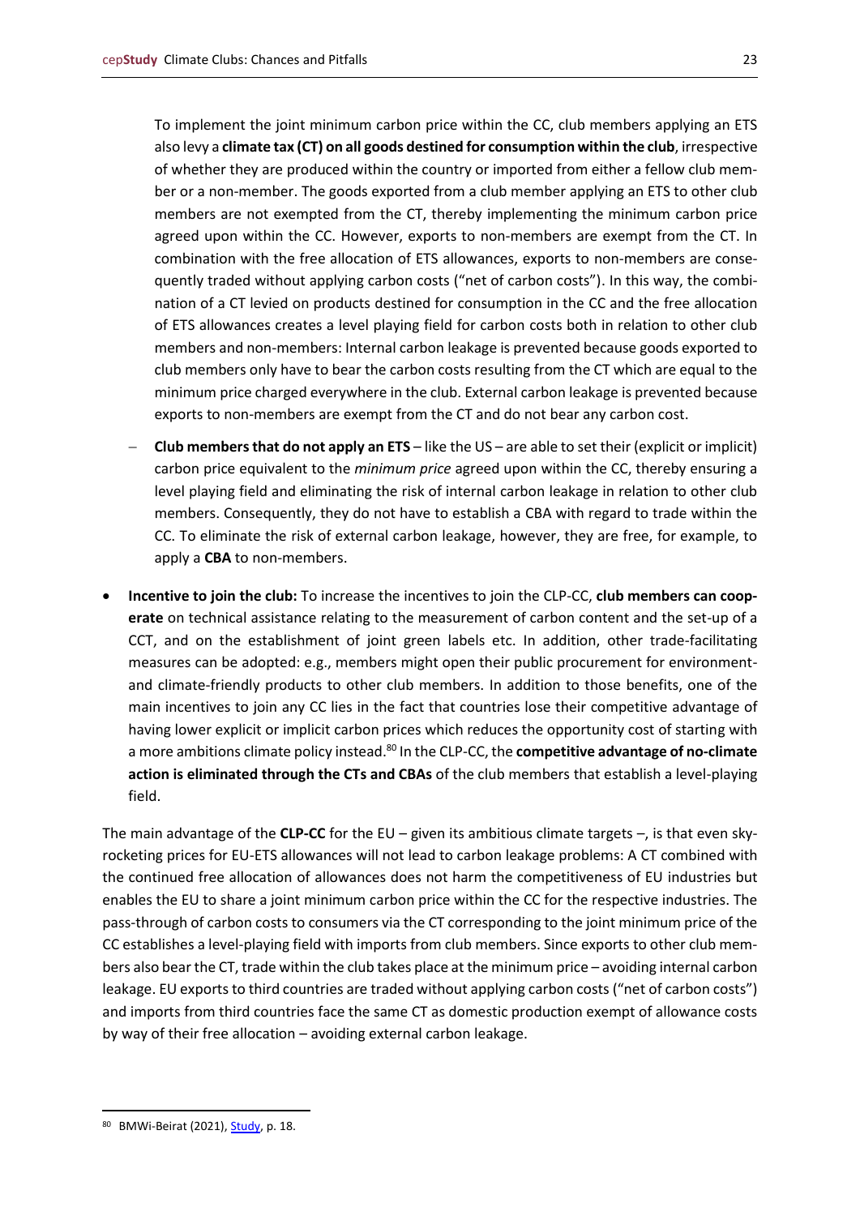To implement the joint minimum carbon price within the CC, club members applying an ETS also levy a **climate tax (CT) on all goods destined for consumption within the club**, irrespective of whether they are produced within the country or imported from either a fellow club member or a non-member. The goods exported from a club member applying an ETS to other club members are not exempted from the CT, thereby implementing the minimum carbon price agreed upon within the CC. However, exports to non-members are exempt from the CT. In combination with the free allocation of ETS allowances, exports to non-members are consequently traded without applying carbon costs ("net of carbon costs"). In this way, the combination of a CT levied on products destined for consumption in the CC and the free allocation of ETS allowances creates a level playing field for carbon costs both in relation to other club members and non-members: Internal carbon leakage is prevented because goods exported to club members only have to bear the carbon costs resulting from the CT which are equal to the minimum price charged everywhere in the club. External carbon leakage is prevented because exports to non-members are exempt from the CT and do not bear any carbon cost.

- **Club members that do not apply an ETS** – like the US – are able to set their (explicit or implicit) carbon price equivalent to the *minimum price* agreed upon within the CC, thereby ensuring a level playing field and eliminating the risk of internal carbon leakage in relation to other club members. Consequently, they do not have to establish a CBA with regard to trade within the CC. To eliminate the risk of external carbon leakage, however, they are free, for example, to apply a **CBA** to non-members.

- **Incentive to join the club:** To increase the incentives to join the CLP-CC, **club members can cooperate** on technical assistance relating to the measurement of carbon content and the set-up of a CCT, and on the establishment of joint green labels etc. In addition, other trade-facilitating measures can be adopted: e.g., members might open their public procurement for environment- and climate-friendly products to other club members. In addition to those benefits, one of the main incentives to join any CC lies in the fact that countries lose their competitive advantage of having lower explicit or implicit carbon prices which reduces the opportunity cost of starting with a more ambitions climate policy instead.[80] In the CLP-CC, the **competitive advantage of no-climate action is eliminated through the CTs and CBAs** of the club members that establish a level-playing field.

The main advantage of the **CLP-CC** for the EU – given its ambitious climate targets –, is that even sky-rocketing prices for EU-ETS allowances will not lead to carbon leakage problems: A CT combined with the continued free allocation of allowances does not harm the competitiveness of EU industries but enables the EU to share a joint minimum carbon price within the CC for the respective industries. The pass-through of carbon costs to consumers via the CT corresponding to the joint minimum price of the CC establishes a level-playing field with imports from club members. Since exports to other club members also bear the CT, trade within the club takes place at the minimum price – avoiding internal carbon leakage. EU exports to third countries are traded without applying carbon costs ("net of carbon costs") and imports from third countries face the same CT as domestic production exempt of allowance costs by way of their free allocation – avoiding external carbon leakage.

---

[80] BMWi-Beirat (2021), Study, p. 18.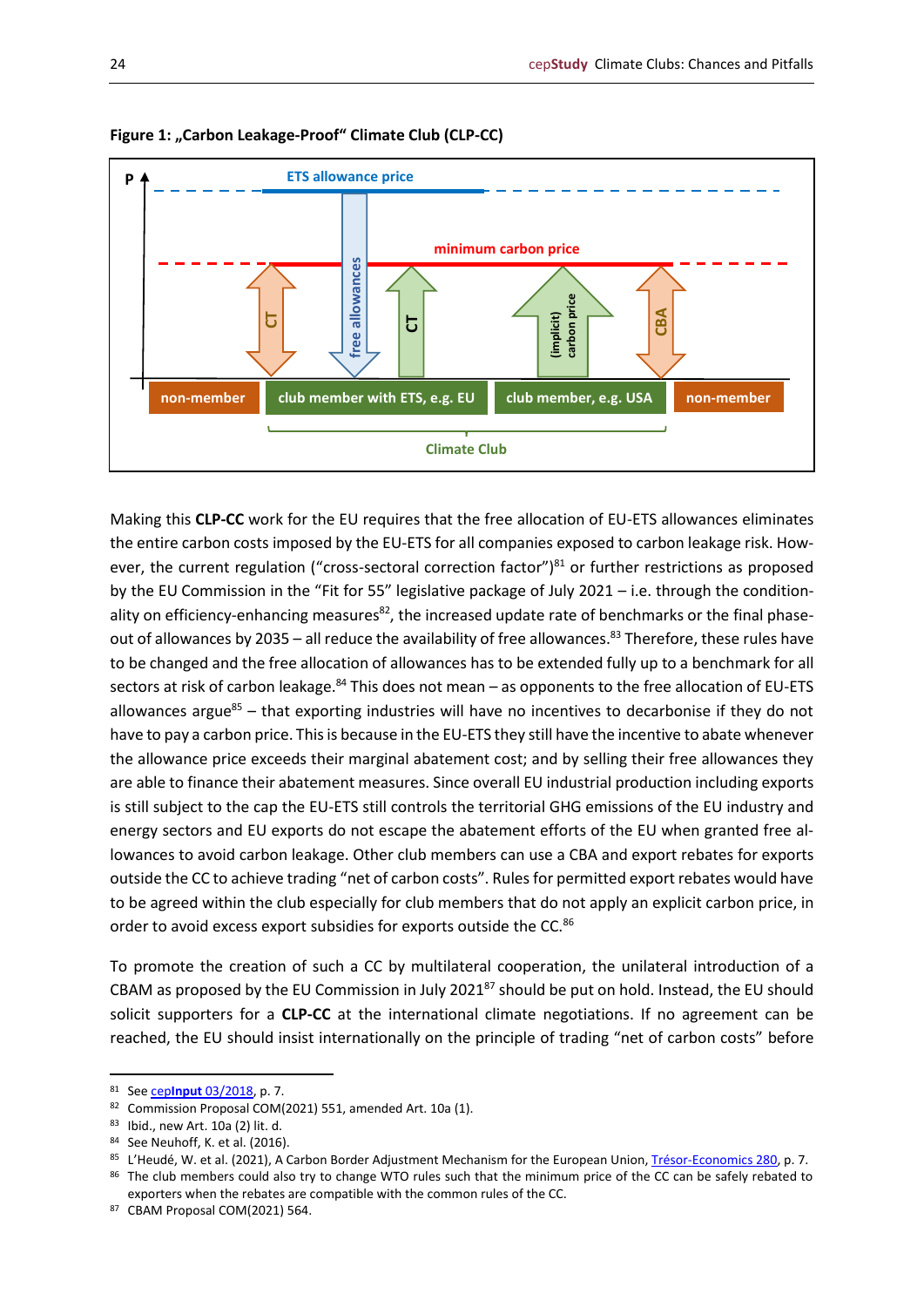**Figure 1: „Carbon Leakage-Proof" Climate Club (CLP-CC)**

P

ETS allowance price

minimum carbon price

CT

free allowances

CT

(implicit) carbon price

CBA

non-member

club member with ETS, e.g. EU

club member, e.g. USA

non-member

Climate Club

Making this **CLP-CC** work for the EU requires that the free allocation of EU-ETS allowances eliminates the entire carbon costs imposed by the EU-ETS for all companies exposed to carbon leakage risk. However, the current regulation ("cross-sectoral correction factor")[81] or further restrictions as proposed by the EU Commission in the "Fit for 55" legislative package of July 2021 – i.e. through the conditionality on efficiency-enhancing measures[82], the increased update rate of benchmarks or the final phase-out of allowances by 2035 – all reduce the availability of free allowances.[83] Therefore, these rules have to be changed and the free allocation of allowances has to be extended fully up to a benchmark for all sectors at risk of carbon leakage.[84] This does not mean – as opponents to the free allocation of EU-ETS allowances argue[85] – that exporting industries will have no incentives to decarbonise if they do not have to pay a carbon price. This is because in the EU-ETS they still have the incentive to abate whenever the allowance price exceeds their marginal abatement cost; and by selling their free allowances they are able to finance their abatement measures. Since overall EU industrial production including exports is still subject to the cap the EU-ETS still controls the territorial GHG emissions of the EU industry and energy sectors and EU exports do not escape the abatement efforts of the EU when granted free allowances to avoid carbon leakage. Other club members can use a CBA and export rebates for exports outside the CC to achieve trading "net of carbon costs". Rules for permitted export rebates would have to be agreed within the club especially for club members that do not apply an explicit carbon price, in order to avoid excess export subsidies for exports outside the CC.[86]

To promote the creation of such a CC by multilateral cooperation, the unilateral introduction of a CBAM as proposed by the EU Commission in July 2021[87] should be put on hold. Instead, the EU should solicit supporters for a **CLP-CC** at the international climate negotiations. If no agreement can be reached, the EU should insist internationally on the principle of trading "net of carbon costs" before

[81] See cep**Input** 03/2018, p. 7.
[82] Commission Proposal COM(2021) 551, amended Art. 10a (1).
[83] Ibid., new Art. 10a (2) lit. d.
[84] See Neuhoff, K. et al. (2016).
[85] L'Heudé, W. et al. (2021), A Carbon Border Adjustment Mechanism for the European Union, Trésor-Economics 280, p. 7.
[86] The club members could also try to change WTO rules such that the minimum price of the CC can be safely rebated to exporters when the rebates are compatible with the common rules of the CC.
[87] CBAM Proposal COM(2021) 564.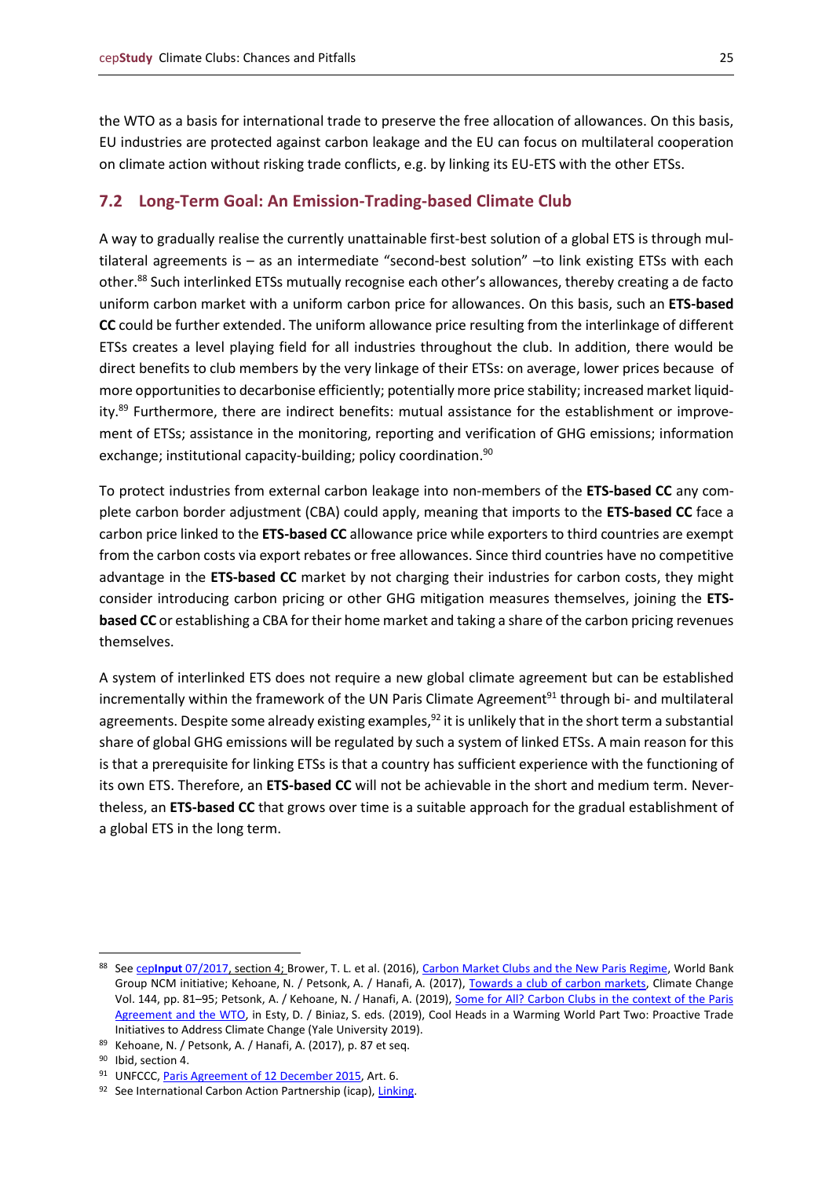the WTO as a basis for international trade to preserve the free allocation of allowances. On this basis, EU industries are protected against carbon leakage and the EU can focus on multilateral cooperation on climate action without risking trade conflicts, e.g. by linking its EU-ETS with the other ETSs.

## 7.2 Long-Term Goal: An Emission-Trading-based Climate Club

A way to gradually realise the currently unattainable first-best solution of a global ETS is through multilateral agreements is – as an intermediate "second-best solution" –to link existing ETSs with each other.[88] Such interlinked ETSs mutually recognise each other's allowances, thereby creating a de facto uniform carbon market with a uniform carbon price for allowances. On this basis, such an **ETS-based CC** could be further extended. The uniform allowance price resulting from the interlinkage of different ETSs creates a level playing field for all industries throughout the club. In addition, there would be direct benefits to club members by the very linkage of their ETSs: on average, lower prices because of more opportunities to decarbonise efficiently; potentially more price stability; increased market liquidity.[89] Furthermore, there are indirect benefits: mutual assistance for the establishment or improvement of ETSs; assistance in the monitoring, reporting and verification of GHG emissions; information exchange; institutional capacity-building; policy coordination.[90]

To protect industries from external carbon leakage into non-members of the **ETS-based CC** any complete carbon border adjustment (CBA) could apply, meaning that imports to the **ETS-based CC** face a carbon price linked to the **ETS-based CC** allowance price while exporters to third countries are exempt from the carbon costs via export rebates or free allowances. Since third countries have no competitive advantage in the **ETS-based CC** market by not charging their industries for carbon costs, they might consider introducing carbon pricing or other GHG mitigation measures themselves, joining the **ETS-based CC** or establishing a CBA for their home market and taking a share of the carbon pricing revenues themselves.

A system of interlinked ETS does not require a new global climate agreement but can be established incrementally within the framework of the UN Paris Climate Agreement[91] through bi- and multilateral agreements. Despite some already existing examples,[92] it is unlikely that in the short term a substantial share of global GHG emissions will be regulated by such a system of linked ETSs. A main reason for this is that a prerequisite for linking ETSs is that a country has sufficient experience with the functioning of its own ETS. Therefore, an **ETS-based CC** will not be achievable in the short and medium term. Nevertheless, an **ETS-based CC** that grows over time is a suitable approach for the gradual establishment of a global ETS in the long term.

---

[88] See **cepInput** 07/2017, section 4; Brower, T. L. et al. (2016), Carbon Market Clubs and the New Paris Regime, World Bank Group NCM initiative; Kehoane, N. / Petsonk, A. / Hanafi, A. (2017), Towards a club of carbon markets, Climate Change Vol. 144, pp. 81–95; Petsonk, A. / Kehoane, N. / Hanafi, A. (2019), Some for All? Carbon Clubs in the context of the Paris Agreement and the WTO, in Esty, D. / Biniaz, S. eds. (2019), Cool Heads in a Warming World Part Two: Proactive Trade Initiatives to Address Climate Change (Yale University 2019).

[89] Kehoane, N. / Petsonk, A. / Hanafi, A. (2017), p. 87 et seq.

[90] Ibid, section 4.

[91] UNFCCC, Paris Agreement of 12 December 2015, Art. 6.

[92] See International Carbon Action Partnership (icap), Linking.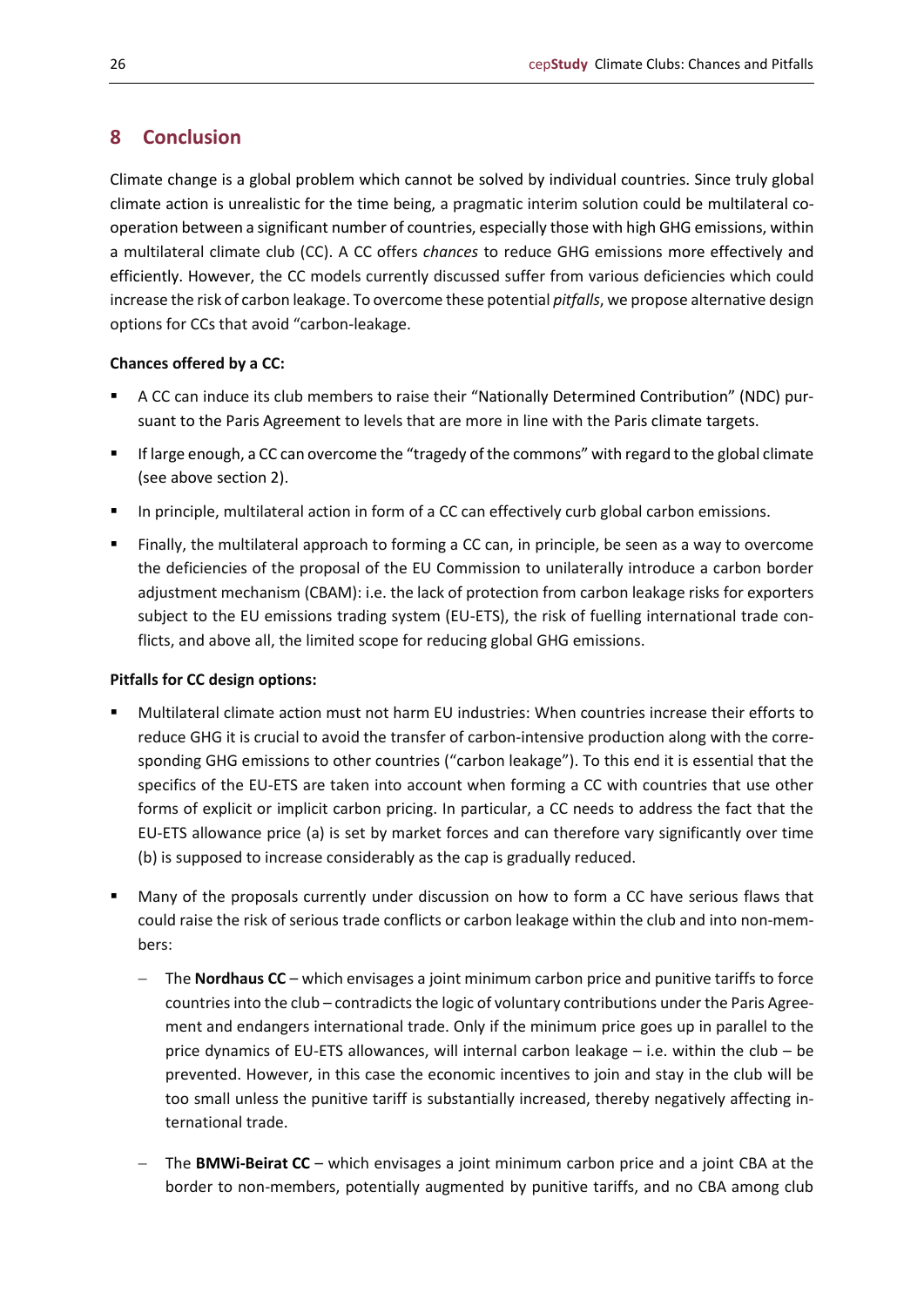## 8 Conclusion

Climate change is a global problem which cannot be solved by individual countries. Since truly global climate action is unrealistic for the time being, a pragmatic interim solution could be multilateral cooperation between a significant number of countries, especially those with high GHG emissions, within a multilateral climate club (CC). A CC offers *chances* to reduce GHG emissions more effectively and efficiently. However, the CC models currently discussed suffer from various deficiencies which could increase the risk of carbon leakage. To overcome these potential *pitfalls*, we propose alternative design options for CCs that avoid "carbon-leakage.

**Chances offered by a CC:**

- A CC can induce its club members to raise their "Nationally Determined Contribution" (NDC) pursuant to the Paris Agreement to levels that are more in line with the Paris climate targets.
- If large enough, a CC can overcome the "tragedy of the commons" with regard to the global climate (see above section 2).
- In principle, multilateral action in form of a CC can effectively curb global carbon emissions.
- Finally, the multilateral approach to forming a CC can, in principle, be seen as a way to overcome the deficiencies of the proposal of the EU Commission to unilaterally introduce a carbon border adjustment mechanism (CBAM): i.e. the lack of protection from carbon leakage risks for exporters subject to the EU emissions trading system (EU-ETS), the risk of fuelling international trade conflicts, and above all, the limited scope for reducing global GHG emissions.

**Pitfalls for CC design options:**

- Multilateral climate action must not harm EU industries: When countries increase their efforts to reduce GHG it is crucial to avoid the transfer of carbon-intensive production along with the corresponding GHG emissions to other countries ("carbon leakage"). To this end it is essential that the specifics of the EU-ETS are taken into account when forming a CC with countries that use other forms of explicit or implicit carbon pricing. In particular, a CC needs to address the fact that the EU-ETS allowance price (a) is set by market forces and can therefore vary significantly over time (b) is supposed to increase considerably as the cap is gradually reduced.
- Many of the proposals currently under discussion on how to form a CC have serious flaws that could raise the risk of serious trade conflicts or carbon leakage within the club and into non-members:
  - The **Nordhaus CC** – which envisages a joint minimum carbon price and punitive tariffs to force countries into the club – contradicts the logic of voluntary contributions under the Paris Agreement and endangers international trade. Only if the minimum price goes up in parallel to the price dynamics of EU-ETS allowances, will internal carbon leakage – i.e. within the club – be prevented. However, in this case the economic incentives to join and stay in the club will be too small unless the punitive tariff is substantially increased, thereby negatively affecting international trade.
  - The **BMWi-Beirat CC** – which envisages a joint minimum carbon price and a joint CBA at the border to non-members, potentially augmented by punitive tariffs, and no CBA among club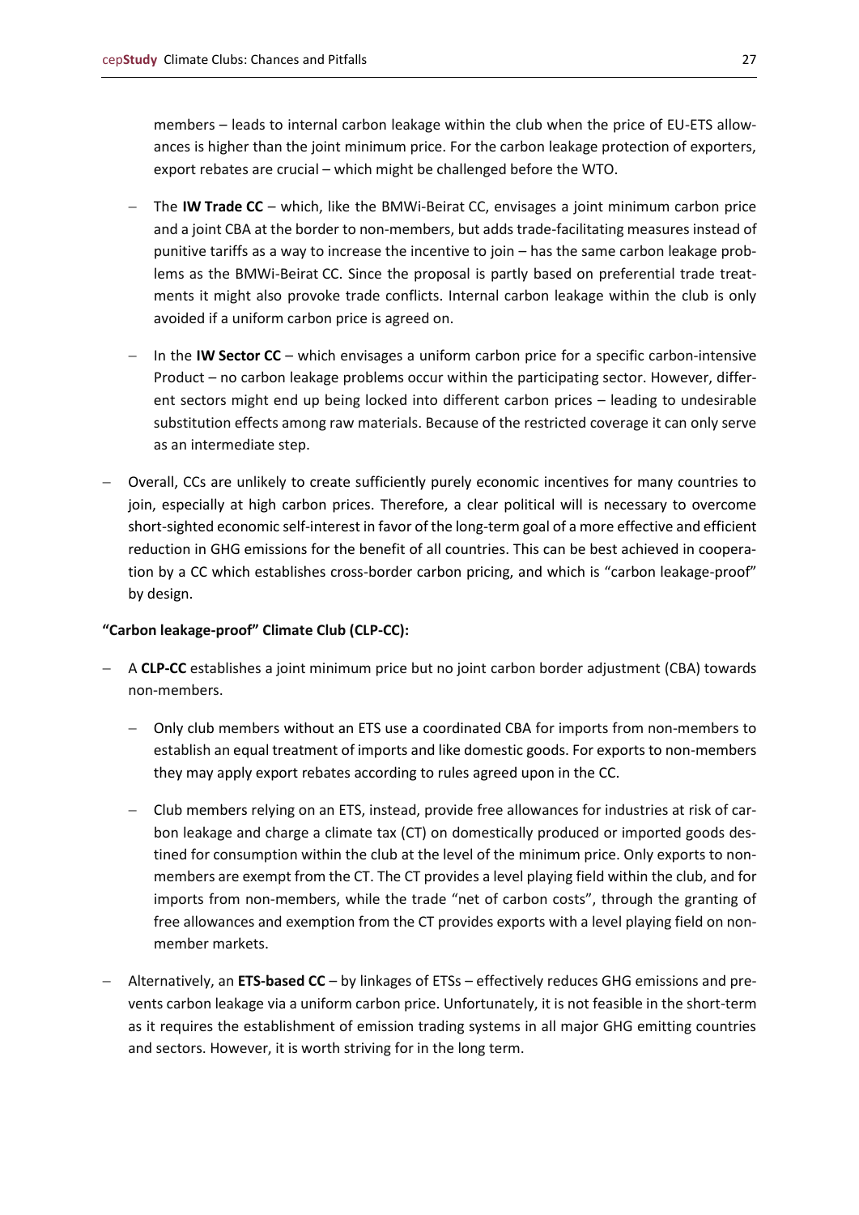members – leads to internal carbon leakage within the club when the price of EU-ETS allowances is higher than the joint minimum price. For the carbon leakage protection of exporters, export rebates are crucial – which might be challenged before the WTO.

  - The **IW Trade CC** – which, like the BMWi-Beirat CC, envisages a joint minimum carbon price and a joint CBA at the border to non-members, but adds trade-facilitating measures instead of punitive tariffs as a way to increase the incentive to join – has the same carbon leakage problems as the BMWi-Beirat CC. Since the proposal is partly based on preferential trade treatments it might also provoke trade conflicts. Internal carbon leakage within the club is only avoided if a uniform carbon price is agreed on.

  - In the **IW Sector CC** – which envisages a uniform carbon price for a specific carbon-intensive Product – no carbon leakage problems occur within the participating sector. However, different sectors might end up being locked into different carbon prices – leading to undesirable substitution effects among raw materials. Because of the restricted coverage it can only serve as an intermediate step.

- Overall, CCs are unlikely to create sufficiently purely economic incentives for many countries to join, especially at high carbon prices. Therefore, a clear political will is necessary to overcome short-sighted economic self-interest in favor of the long-term goal of a more effective and efficient reduction in GHG emissions for the benefit of all countries. This can be best achieved in cooperation by a CC which establishes cross-border carbon pricing, and which is "carbon leakage-proof" by design.

**"Carbon leakage-proof" Climate Club (CLP-CC):**

- A **CLP-CC** establishes a joint minimum price but no joint carbon border adjustment (CBA) towards non-members.

  - Only club members without an ETS use a coordinated CBA for imports from non-members to establish an equal treatment of imports and like domestic goods. For exports to non-members they may apply export rebates according to rules agreed upon in the CC.

  - Club members relying on an ETS, instead, provide free allowances for industries at risk of carbon leakage and charge a climate tax (CT) on domestically produced or imported goods destined for consumption within the club at the level of the minimum price. Only exports to non-members are exempt from the CT. The CT provides a level playing field within the club, and for imports from non-members, while the trade "net of carbon costs", through the granting of free allowances and exemption from the CT provides exports with a level playing field on non-member markets.

- Alternatively, an **ETS-based CC** – by linkages of ETSs – effectively reduces GHG emissions and prevents carbon leakage via a uniform carbon price. Unfortunately, it is not feasible in the short-term as it requires the establishment of emission trading systems in all major GHG emitting countries and sectors. However, it is worth striving for in the long term.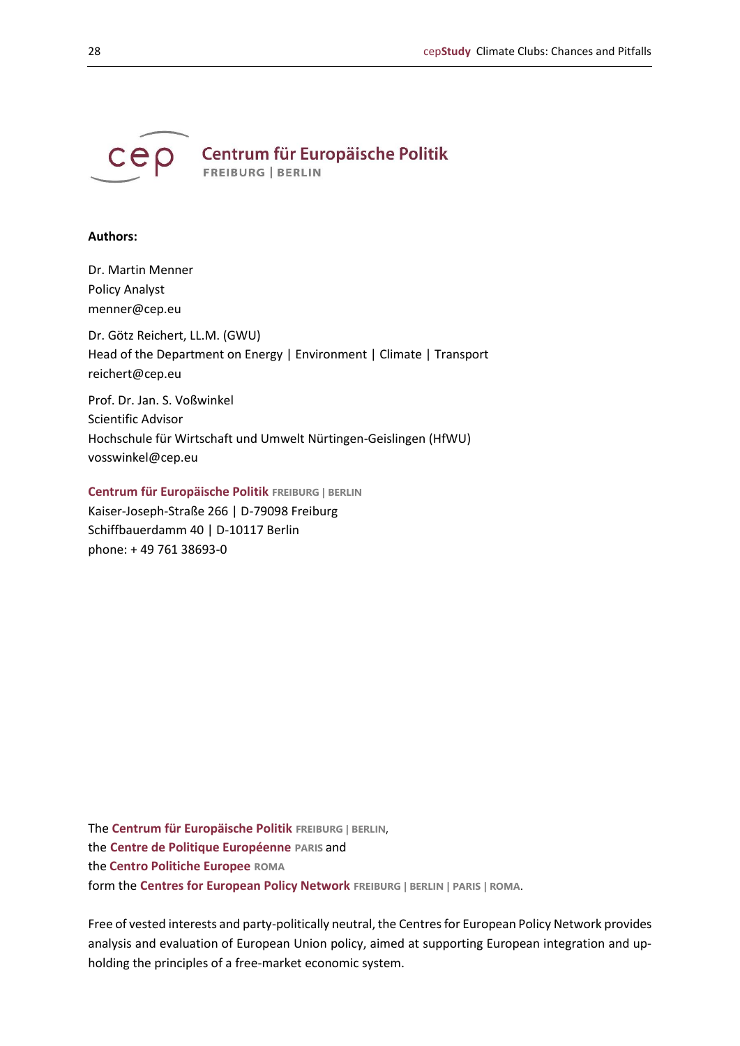**Centrum für Europäische Politik**
FREIBURG | BERLIN

**Authors:**

Dr. Martin Menner
Policy Analyst
menner@cep.eu

Dr. Götz Reichert, LL.M. (GWU)
Head of the Department on Energy | Environment | Climate | Transport
reichert@cep.eu

Prof. Dr. Jan. S. Voßwinkel
Scientific Advisor
Hochschule für Wirtschaft und Umwelt Nürtingen-Geislingen (HfWU)
vosswinkel@cep.eu

**Centrum für Europäische Politik** FREIBURG | BERLIN
Kaiser-Joseph-Straße 266 | D-79098 Freiburg
Schiffbauerdamm 40 | D-10117 Berlin
phone: + 49 761 38693-0

The **Centrum für Europäische Politik** FREIBURG | BERLIN,
the **Centre de Politique Européenne** PARIS and
the **Centro Politiche Europee** ROMA
form the **Centres for European Policy Network** FREIBURG | BERLIN | PARIS | ROMA.

Free of vested interests and party-politically neutral, the Centres for European Policy Network provides analysis and evaluation of European Union policy, aimed at supporting European integration and upholding the principles of a free-market economic system.